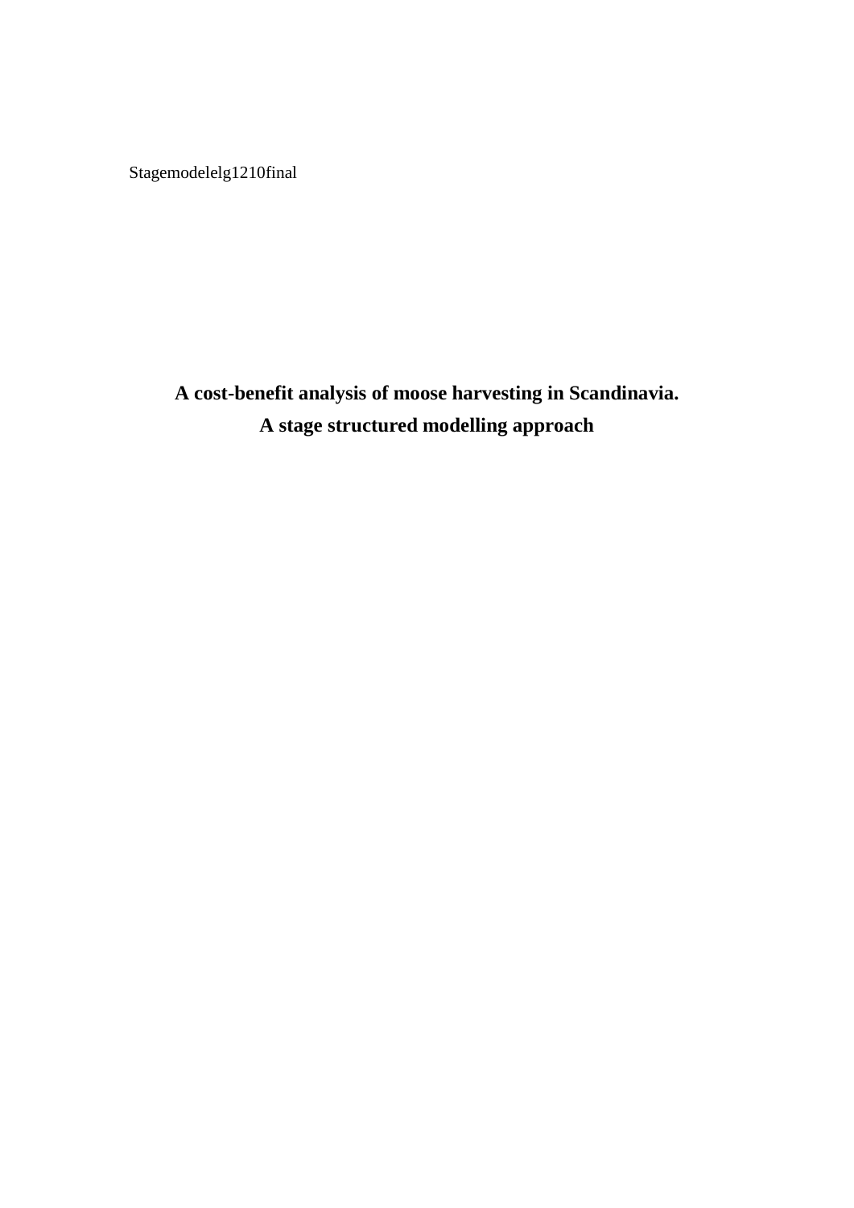Stagemodelelg1210final

# A cost-benefit analysis of moose harvesting in Scandinavia.
# A stage structured modelling approach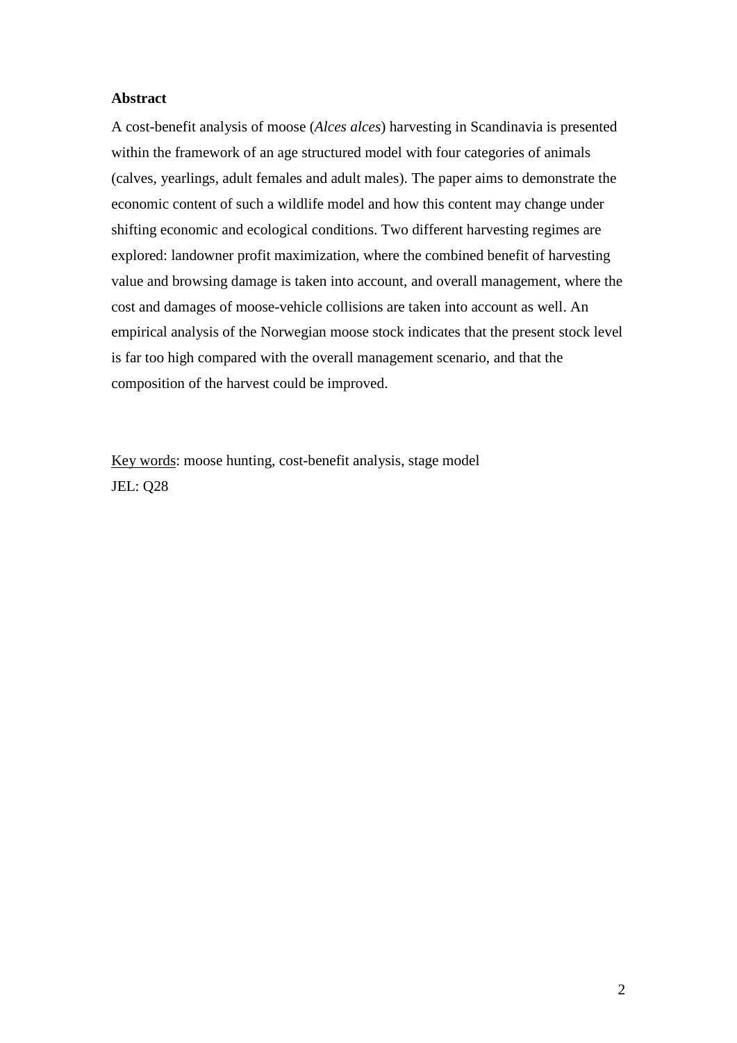**Abstract**

A cost-benefit analysis of moose (*Alces alces*) harvesting in Scandinavia is presented within the framework of an age structured model with four categories of animals (calves, yearlings, adult females and adult males). The paper aims to demonstrate the economic content of such a wildlife model and how this content may change under shifting economic and ecological conditions. Two different harvesting regimes are explored: landowner profit maximization, where the combined benefit of harvesting value and browsing damage is taken into account, and overall management, where the cost and damages of moose-vehicle collisions are taken into account as well. An empirical analysis of the Norwegian moose stock indicates that the present stock level is far too high compared with the overall management scenario, and that the composition of the harvest could be improved.

<u>Key words</u>: moose hunting, cost-benefit analysis, stage model

JEL: Q28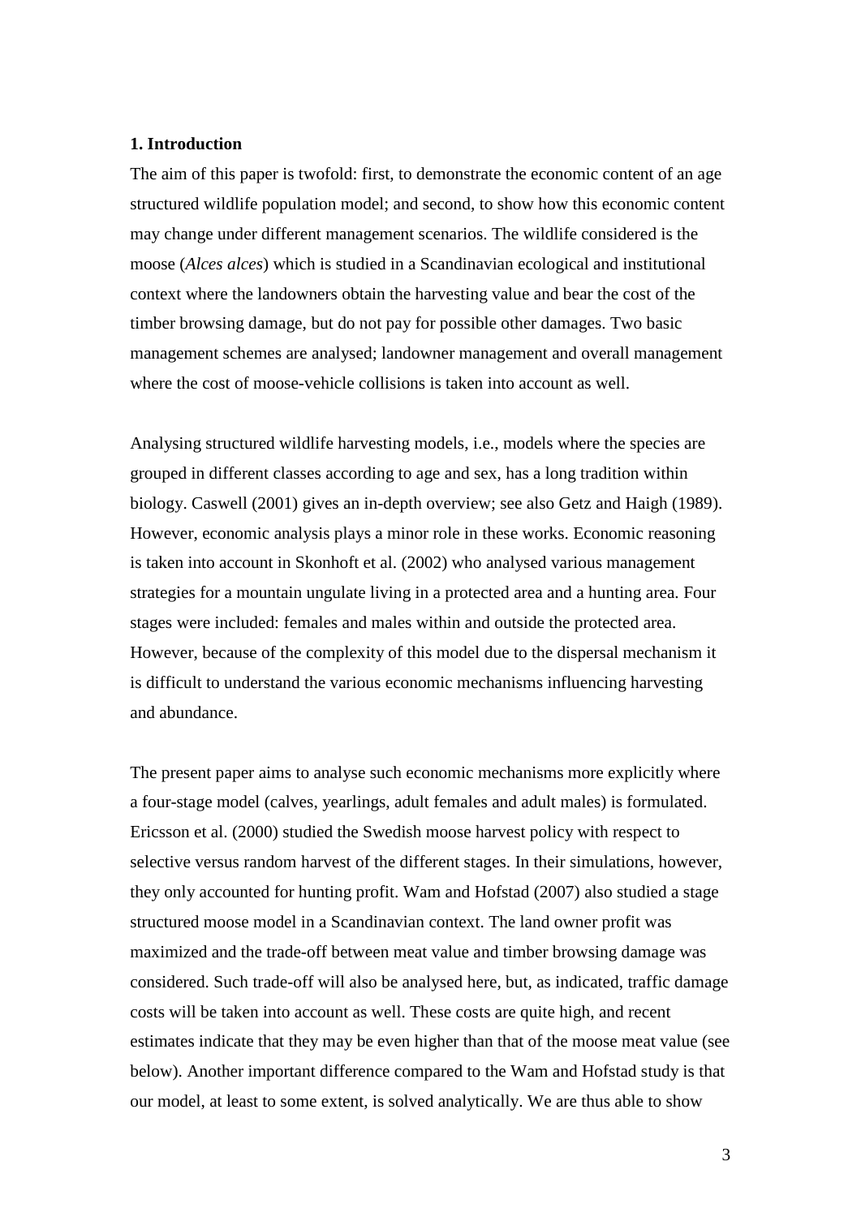## 1. Introduction

The aim of this paper is twofold: first, to demonstrate the economic content of an age structured wildlife population model; and second, to show how this economic content may change under different management scenarios. The wildlife considered is the moose (*Alces alces*) which is studied in a Scandinavian ecological and institutional context where the landowners obtain the harvesting value and bear the cost of the timber browsing damage, but do not pay for possible other damages. Two basic management schemes are analysed; landowner management and overall management where the cost of moose-vehicle collisions is taken into account as well.

Analysing structured wildlife harvesting models, i.e., models where the species are grouped in different classes according to age and sex, has a long tradition within biology. Caswell (2001) gives an in-depth overview; see also Getz and Haigh (1989). However, economic analysis plays a minor role in these works. Economic reasoning is taken into account in Skonhoft et al. (2002) who analysed various management strategies for a mountain ungulate living in a protected area and a hunting area. Four stages were included: females and males within and outside the protected area. However, because of the complexity of this model due to the dispersal mechanism it is difficult to understand the various economic mechanisms influencing harvesting and abundance.

The present paper aims to analyse such economic mechanisms more explicitly where a four-stage model (calves, yearlings, adult females and adult males) is formulated. Ericsson et al. (2000) studied the Swedish moose harvest policy with respect to selective versus random harvest of the different stages. In their simulations, however, they only accounted for hunting profit. Wam and Hofstad (2007) also studied a stage structured moose model in a Scandinavian context. The land owner profit was maximized and the trade-off between meat value and timber browsing damage was considered. Such trade-off will also be analysed here, but, as indicated, traffic damage costs will be taken into account as well. These costs are quite high, and recent estimates indicate that they may be even higher than that of the moose meat value (see below). Another important difference compared to the Wam and Hofstad study is that our model, at least to some extent, is solved analytically. We are thus able to show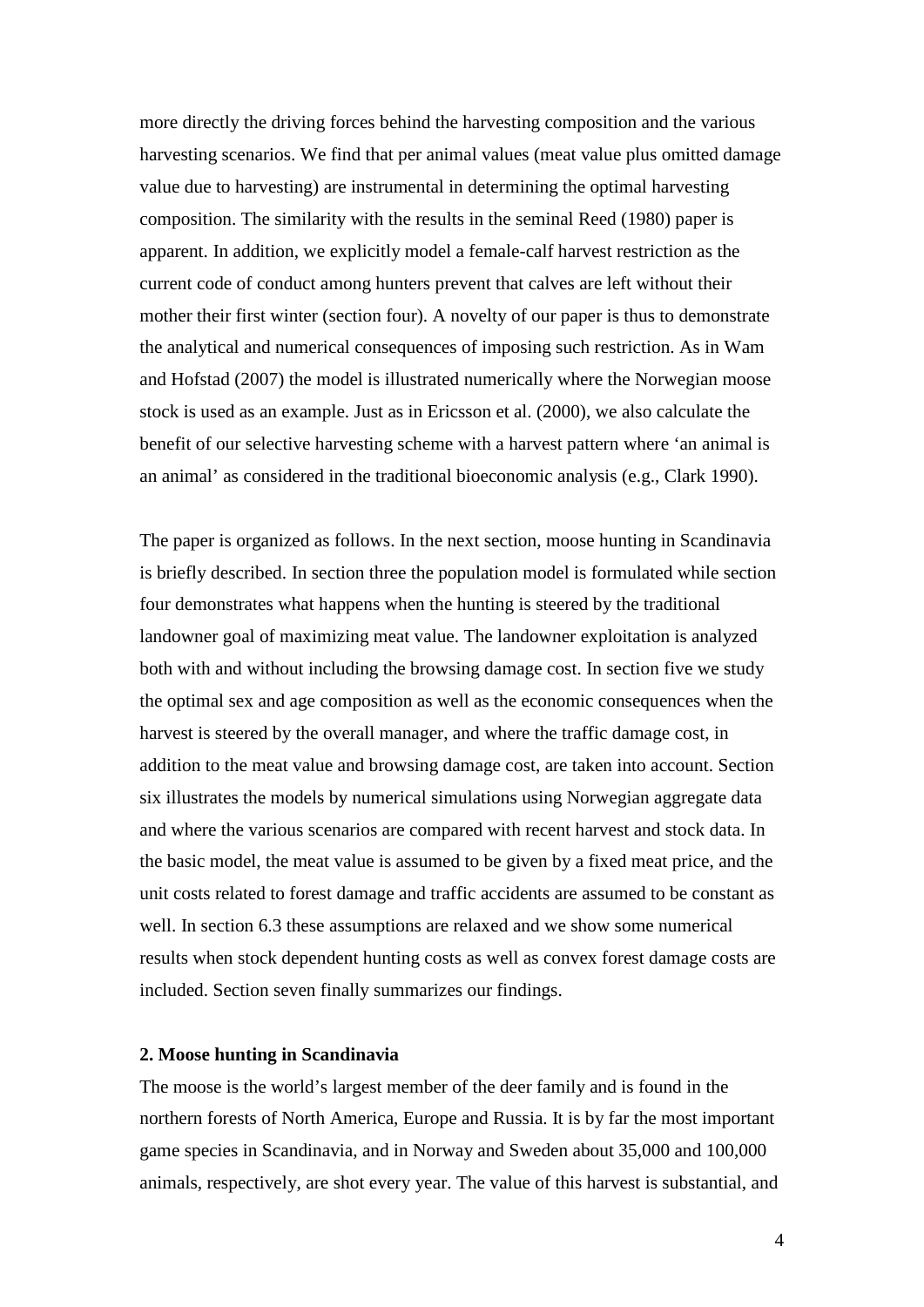more directly the driving forces behind the harvesting composition and the various harvesting scenarios. We find that per animal values (meat value plus omitted damage value due to harvesting) are instrumental in determining the optimal harvesting composition. The similarity with the results in the seminal Reed (1980) paper is apparent. In addition, we explicitly model a female-calf harvest restriction as the current code of conduct among hunters prevent that calves are left without their mother their first winter (section four). A novelty of our paper is thus to demonstrate the analytical and numerical consequences of imposing such restriction. As in Wam and Hofstad (2007) the model is illustrated numerically where the Norwegian moose stock is used as an example. Just as in Ericsson et al. (2000), we also calculate the benefit of our selective harvesting scheme with a harvest pattern where 'an animal is an animal' as considered in the traditional bioeconomic analysis (e.g., Clark 1990).

The paper is organized as follows. In the next section, moose hunting in Scandinavia is briefly described. In section three the population model is formulated while section four demonstrates what happens when the hunting is steered by the traditional landowner goal of maximizing meat value. The landowner exploitation is analyzed both with and without including the browsing damage cost. In section five we study the optimal sex and age composition as well as the economic consequences when the harvest is steered by the overall manager, and where the traffic damage cost, in addition to the meat value and browsing damage cost, are taken into account. Section six illustrates the models by numerical simulations using Norwegian aggregate data and where the various scenarios are compared with recent harvest and stock data. In the basic model, the meat value is assumed to be given by a fixed meat price, and the unit costs related to forest damage and traffic accidents are assumed to be constant as well. In section 6.3 these assumptions are relaxed and we show some numerical results when stock dependent hunting costs as well as convex forest damage costs are included. Section seven finally summarizes our findings.

## 2. Moose hunting in Scandinavia

The moose is the world's largest member of the deer family and is found in the northern forests of North America, Europe and Russia. It is by far the most important game species in Scandinavia, and in Norway and Sweden about 35,000 and 100,000 animals, respectively, are shot every year. The value of this harvest is substantial, and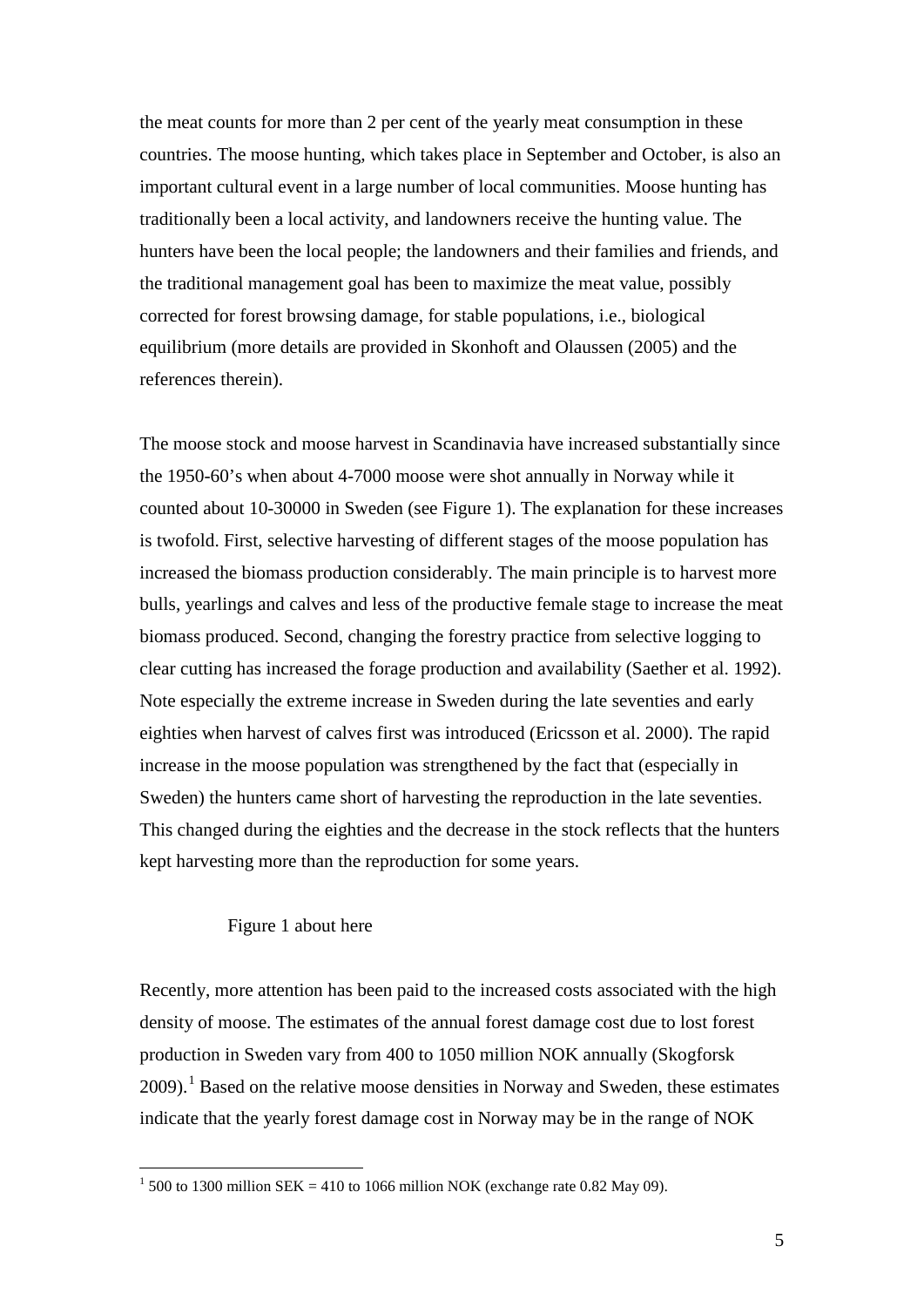the meat counts for more than 2 per cent of the yearly meat consumption in these countries. The moose hunting, which takes place in September and October, is also an important cultural event in a large number of local communities. Moose hunting has traditionally been a local activity, and landowners receive the hunting value. The hunters have been the local people; the landowners and their families and friends, and the traditional management goal has been to maximize the meat value, possibly corrected for forest browsing damage, for stable populations, i.e., biological equilibrium (more details are provided in Skonhoft and Olaussen (2005) and the references therein).

The moose stock and moose harvest in Scandinavia have increased substantially since the 1950-60's when about 4-7000 moose were shot annually in Norway while it counted about 10-30000 in Sweden (see Figure 1). The explanation for these increases is twofold. First, selective harvesting of different stages of the moose population has increased the biomass production considerably. The main principle is to harvest more bulls, yearlings and calves and less of the productive female stage to increase the meat biomass produced. Second, changing the forestry practice from selective logging to clear cutting has increased the forage production and availability (Saether et al. 1992). Note especially the extreme increase in Sweden during the late seventies and early eighties when harvest of calves first was introduced (Ericsson et al. 2000). The rapid increase in the moose population was strengthened by the fact that (especially in Sweden) the hunters came short of harvesting the reproduction in the late seventies. This changed during the eighties and the decrease in the stock reflects that the hunters kept harvesting more than the reproduction for some years.

Figure 1 about here

Recently, more attention has been paid to the increased costs associated with the high density of moose. The estimates of the annual forest damage cost due to lost forest production in Sweden vary from 400 to 1050 million NOK annually (Skogforsk 2009).[1] Based on the relative moose densities in Norway and Sweden, these estimates indicate that the yearly forest damage cost in Norway may be in the range of NOK

[1] 500 to 1300 million SEK = 410 to 1066 million NOK (exchange rate 0.82 May 09).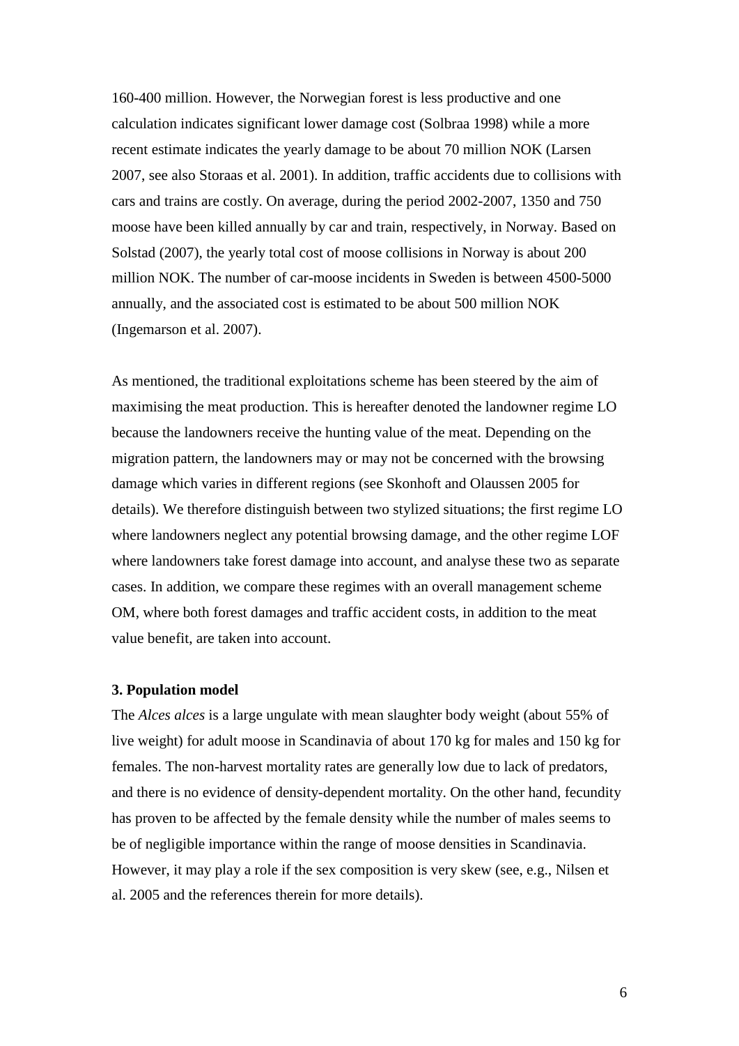160-400 million. However, the Norwegian forest is less productive and one calculation indicates significant lower damage cost (Solbraa 1998) while a more recent estimate indicates the yearly damage to be about 70 million NOK (Larsen 2007, see also Storaas et al. 2001). In addition, traffic accidents due to collisions with cars and trains are costly. On average, during the period 2002-2007, 1350 and 750 moose have been killed annually by car and train, respectively, in Norway. Based on Solstad (2007), the yearly total cost of moose collisions in Norway is about 200 million NOK. The number of car-moose incidents in Sweden is between 4500-5000 annually, and the associated cost is estimated to be about 500 million NOK (Ingemarson et al. 2007).

As mentioned, the traditional exploitations scheme has been steered by the aim of maximising the meat production. This is hereafter denoted the landowner regime LO because the landowners receive the hunting value of the meat. Depending on the migration pattern, the landowners may or may not be concerned with the browsing damage which varies in different regions (see Skonhoft and Olaussen 2005 for details). We therefore distinguish between two stylized situations; the first regime LO where landowners neglect any potential browsing damage, and the other regime LOF where landowners take forest damage into account, and analyse these two as separate cases. In addition, we compare these regimes with an overall management scheme OM, where both forest damages and traffic accident costs, in addition to the meat value benefit, are taken into account.

### 3. Population model

The *Alces alces* is a large ungulate with mean slaughter body weight (about 55% of live weight) for adult moose in Scandinavia of about 170 kg for males and 150 kg for females. The non-harvest mortality rates are generally low due to lack of predators, and there is no evidence of density-dependent mortality. On the other hand, fecundity has proven to be affected by the female density while the number of males seems to be of negligible importance within the range of moose densities in Scandinavia. However, it may play a role if the sex composition is very skew (see, e.g., Nilsen et al. 2005 and the references therein for more details).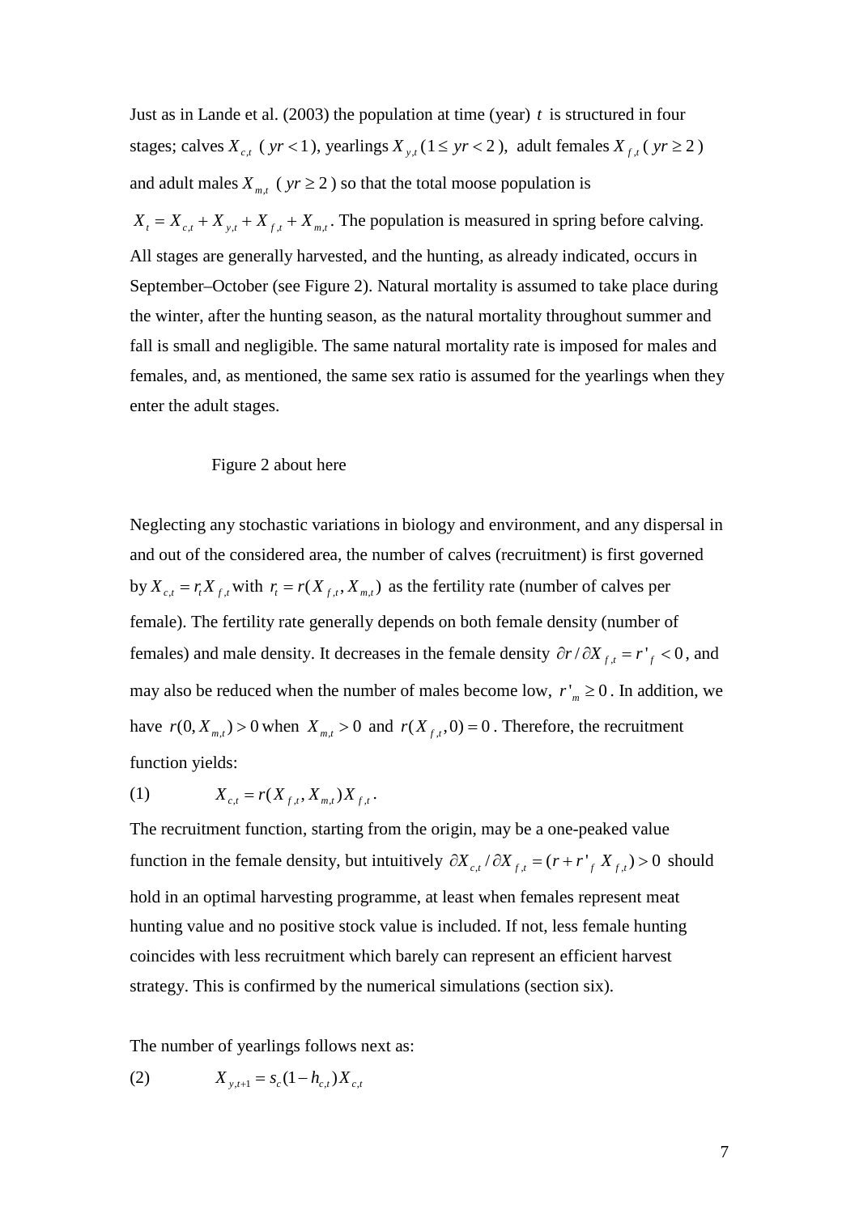Just as in Lande et al. (2003) the population at time (year) $t$ is structured in four stages; calves $X_{c,t}$ ( $yr < 1$), yearlings $X_{y,t}$ ($1 \leq yr < 2$), adult females $X_{f,t}$ ( $yr \geq 2$ ) and adult males $X_{m,t}$ ( $yr \geq 2$ ) so that the total moose population is $X_t = X_{c,t} + X_{y,t} + X_{f,t} + X_{m,t}$. The population is measured in spring before calving. All stages are generally harvested, and the hunting, as already indicated, occurs in September–October (see Figure 2). Natural mortality is assumed to take place during the winter, after the hunting season, as the natural mortality throughout summer and fall is small and negligible. The same natural mortality rate is imposed for males and females, and, as mentioned, the same sex ratio is assumed for the yearlings when they enter the adult stages.

Figure 2 about here

Neglecting any stochastic variations in biology and environment, and any dispersal in and out of the considered area, the number of calves (recruitment) is first governed by $X_{c,t} = r_t X_{f,t}$ with $r_t = r(X_{f,t}, X_{m,t})$ as the fertility rate (number of calves per female). The fertility rate generally depends on both female density (number of females) and male density. It decreases in the female density $\partial r / \partial X_{f,t} = r'_f < 0$, and may also be reduced when the number of males become low, $r'_m \geq 0$. In addition, we have $r(0, X_{m,t}) > 0$ when $X_{m,t} > 0$ and $r(X_{f,t}, 0) = 0$. Therefore, the recruitment function yields:

(1) $$X_{c,t} = r(X_{f,t}, X_{m,t}) X_{f,t}.$$

The recruitment function, starting from the origin, may be a one-peaked value function in the female density, but intuitively $\partial X_{c,t} / \partial X_{f,t} = (r + r'_f X_{f,t}) > 0$ should hold in an optimal harvesting programme, at least when females represent meat hunting value and no positive stock value is included. If not, less female hunting coincides with less recruitment which barely can represent an efficient harvest strategy. This is confirmed by the numerical simulations (section six).

The number of yearlings follows next as:

(2) $$X_{y,t+1} = s_c(1 - h_{c,t}) X_{c,t}$$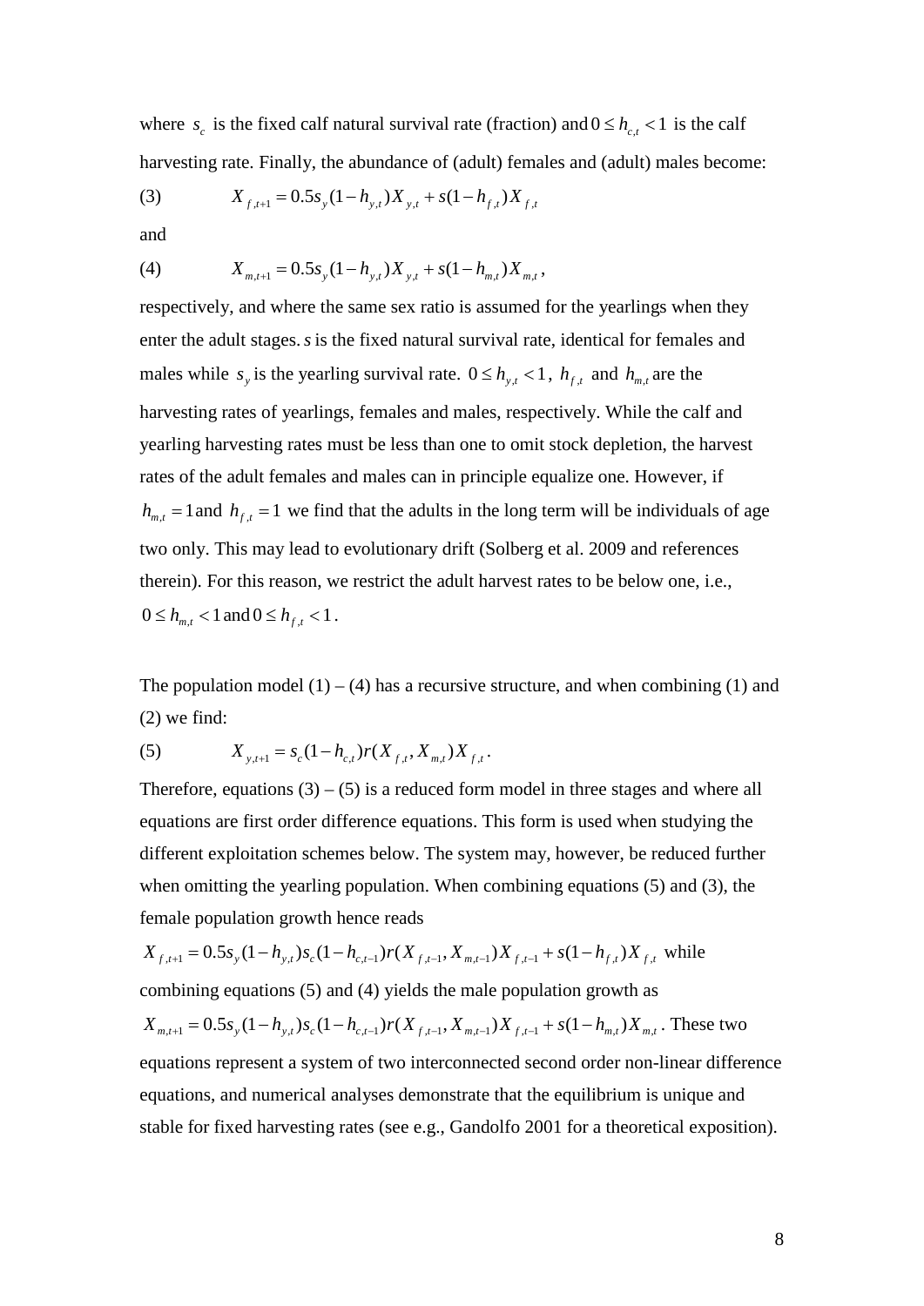where $s_c$ is the fixed calf natural survival rate (fraction) and $0 \le h_{c,t} < 1$ is the calf harvesting rate. Finally, the abundance of (adult) females and (adult) males become:

$$(3) \qquad X_{f,t+1} = 0.5 s_y (1 - h_{y,t}) X_{y,t} + s(1 - h_{f,t}) X_{f,t}$$

and

$$(4) \qquad X_{m,t+1} = 0.5 s_y (1 - h_{y,t}) X_{y,t} + s(1 - h_{m,t}) X_{m,t},$$

respectively, and where the same sex ratio is assumed for the yearlings when they enter the adult stages. $s$ is the fixed natural survival rate, identical for females and males while $s_y$ is the yearling survival rate. $0 \le h_{y,t} < 1$, $h_{f,t}$ and $h_{m,t}$ are the harvesting rates of yearlings, females and males, respectively. While the calf and yearling harvesting rates must be less than one to omit stock depletion, the harvest rates of the adult females and males can in principle equalize one. However, if $h_{m,t} = 1$ and $h_{f,t} = 1$ we find that the adults in the long term will be individuals of age two only. This may lead to evolutionary drift (Solberg et al. 2009 and references therein). For this reason, we restrict the adult harvest rates to be below one, i.e., $0 \le h_{m,t} < 1$ and $0 \le h_{f,t} < 1$.

The population model (1) – (4) has a recursive structure, and when combining (1) and (2) we find:

$$(5) \qquad X_{y,t+1} = s_c (1 - h_{c,t}) r(X_{f,t}, X_{m,t}) X_{f,t}.$$

Therefore, equations (3) – (5) is a reduced form model in three stages and where all equations are first order difference equations. This form is used when studying the different exploitation schemes below. The system may, however, be reduced further when omitting the yearling population. When combining equations (5) and (3), the female population growth hence reads

$X_{f,t+1} = 0.5 s_y (1 - h_{y,t}) s_c (1 - h_{c,t-1}) r(X_{f,t-1}, X_{m,t-1}) X_{f,t-1} + s(1 - h_{f,t}) X_{f,t}$ while combining equations (5) and (4) yields the male population growth as

$X_{m,t+1} = 0.5 s_y (1 - h_{y,t}) s_c (1 - h_{c,t-1}) r(X_{f,t-1}, X_{m,t-1}) X_{f,t-1} + s(1 - h_{m,t}) X_{m,t}$. These two equations represent a system of two interconnected second order non-linear difference equations, and numerical analyses demonstrate that the equilibrium is unique and stable for fixed harvesting rates (see e.g., Gandolfo 2001 for a theoretical exposition).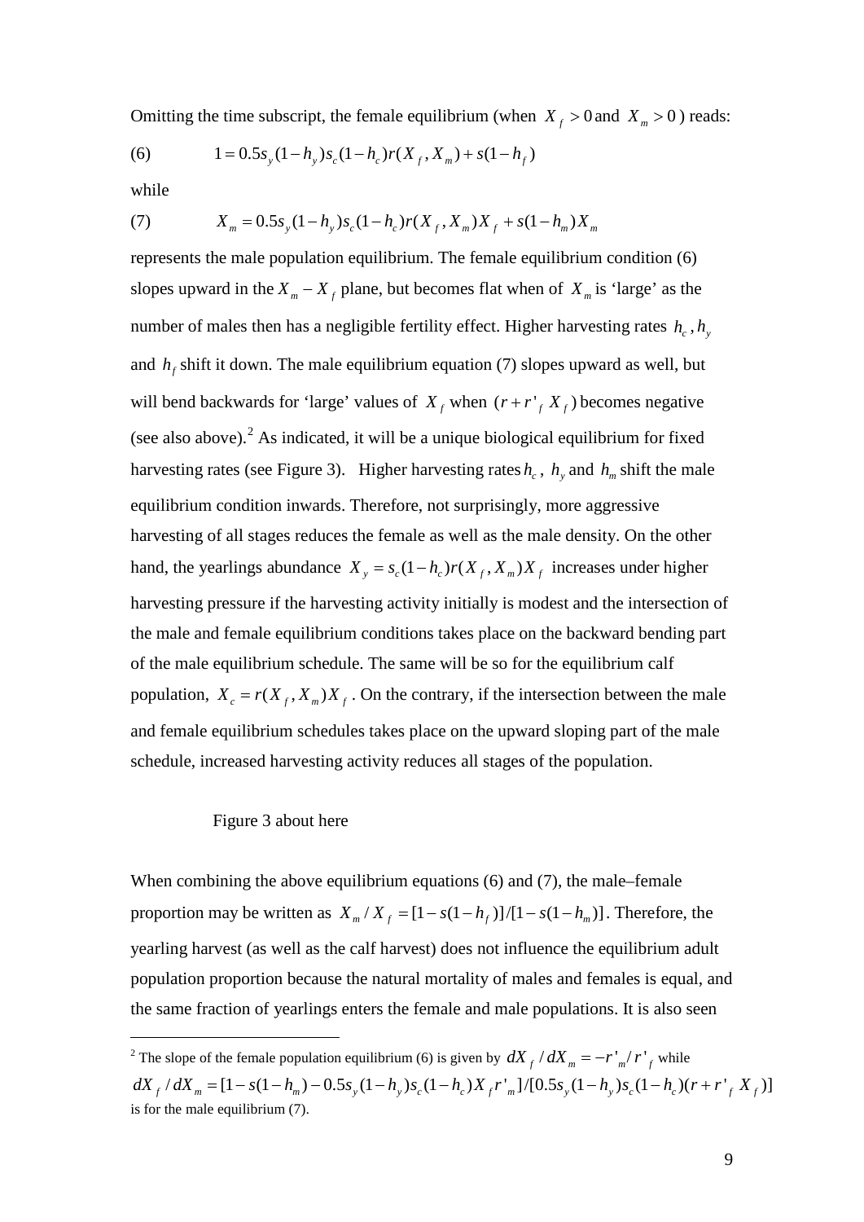Omitting the time subscript, the female equilibrium (when $X_f > 0$ and $X_m > 0$) reads:

$$(6) \qquad 1 = 0.5 s_y (1-h_y) s_c (1-h_c) r(X_f, X_m) + s(1-h_f)$$

while

$$(7) \qquad X_m = 0.5 s_y (1-h_y) s_c (1-h_c) r(X_f, X_m) X_f + s(1-h_m) X_m$$

represents the male population equilibrium. The female equilibrium condition (6) slopes upward in the $X_m - X_f$ plane, but becomes flat when of $X_m$ is 'large' as the number of males then has a negligible fertility effect. Higher harvesting rates $h_c, h_y$ and $h_f$ shift it down. The male equilibrium equation (7) slopes upward as well, but will bend backwards for 'large' values of $X_f$ when $(r + r'_f X_f)$ becomes negative (see also above).[2] As indicated, it will be a unique biological equilibrium for fixed harvesting rates (see Figure 3). Higher harvesting rates $h_c$, $h_y$ and $h_m$ shift the male equilibrium condition inwards. Therefore, not surprisingly, more aggressive harvesting of all stages reduces the female as well as the male density. On the other hand, the yearlings abundance $X_y = s_c(1-h_c) r(X_f, X_m) X_f$ increases under higher harvesting pressure if the harvesting activity initially is modest and the intersection of the male and female equilibrium conditions takes place on the backward bending part of the male equilibrium schedule. The same will be so for the equilibrium calf population, $X_c = r(X_f, X_m) X_f$. On the contrary, if the intersection between the male and female equilibrium schedules takes place on the upward sloping part of the male schedule, increased harvesting activity reduces all stages of the population.

Figure 3 about here

When combining the above equilibrium equations (6) and (7), the male–female proportion may be written as $X_m / X_f = [1 - s(1-h_f)]/[1 - s(1-h_m)]$. Therefore, the yearling harvest (as well as the calf harvest) does not influence the equilibrium adult population proportion because the natural mortality of males and females is equal, and the same fraction of yearlings enters the female and male populations. It is also seen

---

[2] The slope of the female population equilibrium (6) is given by $dX_f / dX_m = -r'_m / r'_f$ while $dX_f / dX_m = [1 - s(1-h_m) - 0.5 s_y (1-h_y) s_c (1-h_c) X_f r'_m] / [0.5 s_y (1-h_y) s_c (1-h_c)(r + r'_f X_f)]$ is for the male equilibrium (7).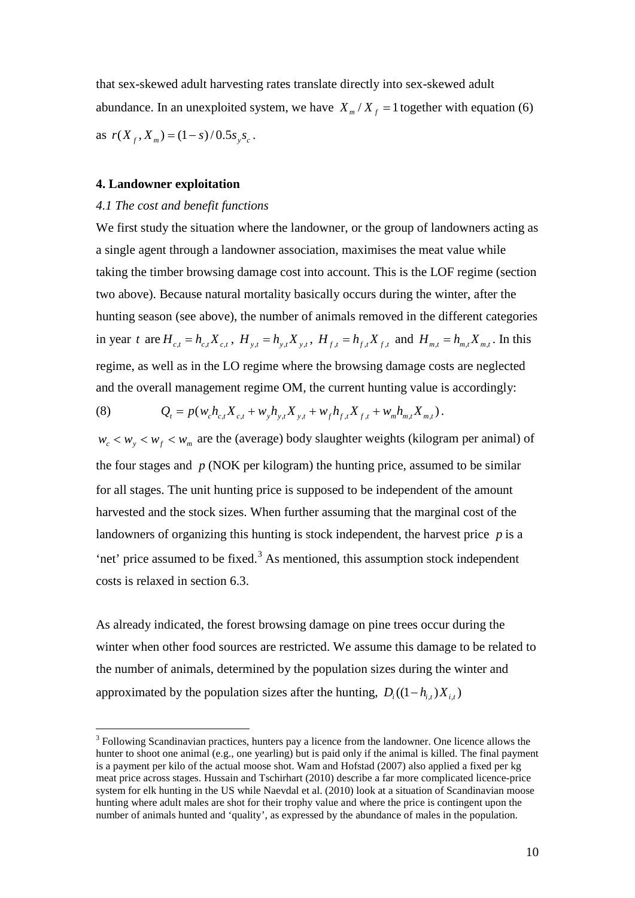that sex-skewed adult harvesting rates translate directly into sex-skewed adult abundance. In an unexploited system, we have $X_m / X_f = 1$ together with equation (6) as $r(X_f, X_m) = (1-s)/0.5s_y s_c$.

## 4. Landowner exploitation

### *4.1 The cost and benefit functions*

We first study the situation where the landowner, or the group of landowners acting as a single agent through a landowner association, maximises the meat value while taking the timber browsing damage cost into account. This is the LOF regime (section two above). Because natural mortality basically occurs during the winter, after the hunting season (see above), the number of animals removed in the different categories in year $t$ are $H_{c,t} = h_{c,t} X_{c,t}$, $H_{y,t} = h_{y,t} X_{y,t}$, $H_{f,t} = h_{f,t} X_{f,t}$ and $H_{m,t} = h_{m,t} X_{m,t}$. In this regime, as well as in the LO regime where the browsing damage costs are neglected and the overall management regime OM, the current hunting value is accordingly:

$$Q_t = p(w_c h_{c,t} X_{c,t} + w_y h_{y,t} X_{y,t} + w_f h_{f,t} X_{f,t} + w_m h_{m,t} X_{m,t}). \tag{8}$$

$w_c < w_y < w_f < w_m$ are the (average) body slaughter weights (kilogram per animal) of the four stages and $p$ (NOK per kilogram) the hunting price, assumed to be similar for all stages. The unit hunting price is supposed to be independent of the amount harvested and the stock sizes. When further assuming that the marginal cost of the landowners of organizing this hunting is stock independent, the harvest price $p$ is a 'net' price assumed to be fixed.[3] As mentioned, this assumption stock independent costs is relaxed in section 6.3.

As already indicated, the forest browsing damage on pine trees occur during the winter when other food sources are restricted. We assume this damage to be related to the number of animals, determined by the population sizes during the winter and approximated by the population sizes after the hunting, $D_i((1-h_{i,t})X_{i,t})$

---

[3] Following Scandinavian practices, hunters pay a licence from the landowner. One licence allows the hunter to shoot one animal (e.g., one yearling) but is paid only if the animal is killed. The final payment is a payment per kilo of the actual moose shot. Wam and Hofstad (2007) also applied a fixed per kg meat price across stages. Hussain and Tschirhart (2010) describe a far more complicated licence-price system for elk hunting in the US while Naevdal et al. (2010) look at a situation of Scandinavian moose hunting where adult males are shot for their trophy value and where the price is contingent upon the number of animals hunted and 'quality', as expressed by the abundance of males in the population.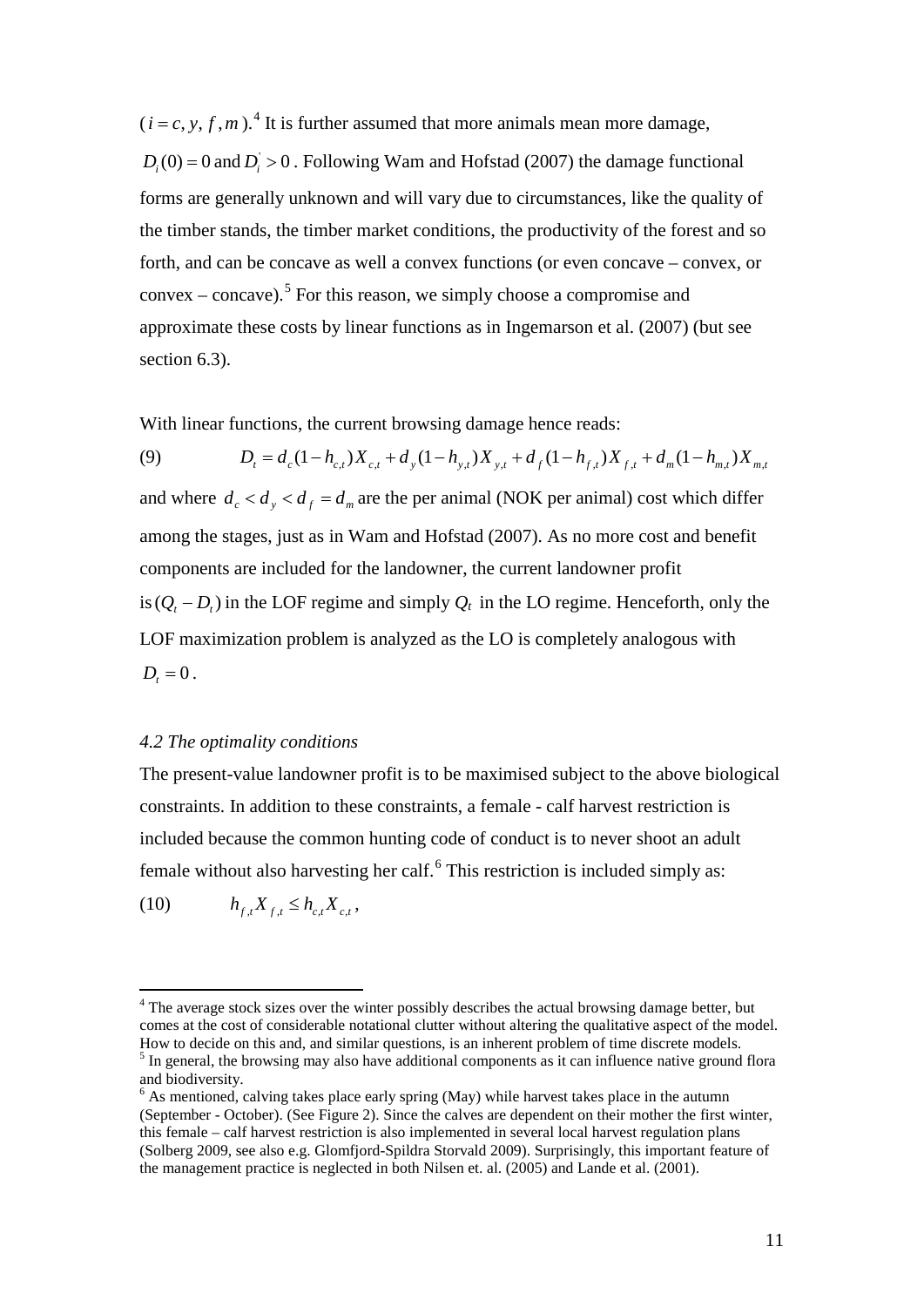$(i = c, y, f, m)$.[4] It is further assumed that more animals mean more damage, $D_i(0) = 0$ and $D_i^{'} > 0$. Following Wam and Hofstad (2007) the damage functional forms are generally unknown and will vary due to circumstances, like the quality of the timber stands, the timber market conditions, the productivity of the forest and so forth, and can be concave as well a convex functions (or even concave – convex, or convex – concave).[5] For this reason, we simply choose a compromise and approximate these costs by linear functions as in Ingemarson et al. (2007) (but see section 6.3).

With linear functions, the current browsing damage hence reads:

$$D_t = d_c(1-h_{c,t})X_{c,t} + d_y(1-h_{y,t})X_{y,t} + d_f(1-h_{f,t})X_{f,t} + d_m(1-h_{m,t})X_{m,t} \qquad (9)$$

and where $d_c < d_y < d_f = d_m$ are the per animal (NOK per animal) cost which differ among the stages, just as in Wam and Hofstad (2007). As no more cost and benefit components are included for the landowner, the current landowner profit is $(Q_t - D_t)$ in the LOF regime and simply $Q_t$ in the LO regime. Henceforth, only the LOF maximization problem is analyzed as the LO is completely analogous with $D_t = 0$.

### *4.2 The optimality conditions*

The present-value landowner profit is to be maximised subject to the above biological constraints. In addition to these constraints, a female - calf harvest restriction is included because the common hunting code of conduct is to never shoot an adult female without also harvesting her calf.[6] This restriction is included simply as:

$$h_{f,t}X_{f,t} \le h_{c,t}X_{c,t}, \qquad (10)$$

---

[4] The average stock sizes over the winter possibly describes the actual browsing damage better, but comes at the cost of considerable notational clutter without altering the qualitative aspect of the model. How to decide on this and, and similar questions, is an inherent problem of time discrete models.

[5] In general, the browsing may also have additional components as it can influence native ground flora and biodiversity.

[6] As mentioned, calving takes place early spring (May) while harvest takes place in the autumn (September - October). (See Figure 2). Since the calves are dependent on their mother the first winter, this female – calf harvest restriction is also implemented in several local harvest regulation plans (Solberg 2009, see also e.g. Glomfjord-Spildra Storvald 2009). Surprisingly, this important feature of the management practice is neglected in both Nilsen et. al. (2005) and Lande et al. (2001).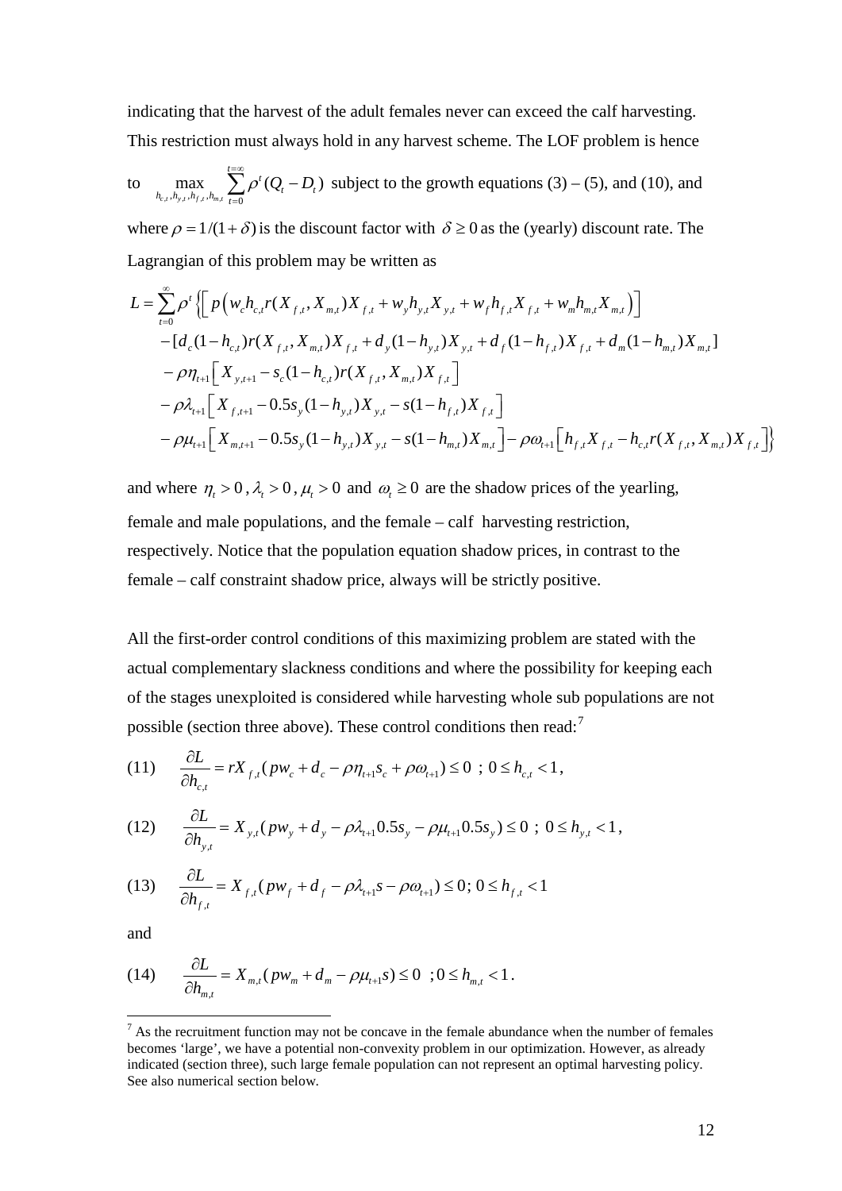indicating that the harvest of the adult females never can exceed the calf harvesting. This restriction must always hold in any harvest scheme. The LOF problem is hence to $\max_{h_{c,t},h_{y,t},h_{f,t},h_{m,t}} \sum_{t=0}^{t=\infty} \rho^t (Q_t - D_t)$ subject to the growth equations (3) – (5), and (10), and where $\rho = 1/(1+\delta)$ is the discount factor with $\delta \geq 0$ as the (yearly) discount rate. The Lagrangian of this problem may be written as

$$
\begin{aligned}
L = \sum_{t=0}^{\infty} \rho^t \Big\{ & \Big[ p\Big( w_c h_{c,t} r(X_{f,t}, X_{m,t}) X_{f,t} + w_y h_{y,t} X_{y,t} + w_f h_{f,t} X_{f,t} + w_m h_{m,t} X_{m,t} \Big) \Big] \\
& - [d_c(1-h_{c,t}) r(X_{f,t}, X_{m,t}) X_{f,t} + d_y(1-h_{y,t}) X_{y,t} + d_f(1-h_{f,t}) X_{f,t} + d_m(1-h_{m,t}) X_{m,t}] \\
& - \rho \eta_{t+1} \Big[ X_{y,t+1} - s_c(1-h_{c,t}) r(X_{f,t}, X_{m,t}) X_{f,t} \Big] \\
& - \rho \lambda_{t+1} \Big[ X_{f,t+1} - 0.5 s_y (1-h_{y,t}) X_{y,t} - s(1-h_{f,t}) X_{f,t} \Big] \\
& - \rho \mu_{t+1} \Big[ X_{m,t+1} - 0.5 s_y (1-h_{y,t}) X_{y,t} - s(1-h_{m,t}) X_{m,t} \Big] - \rho \omega_{t+1} \Big[ h_{f,t} X_{f,t} - h_{c,t} r(X_{f,t}, X_{m,t}) X_{f,t} \Big] \Big\}
\end{aligned}
$$

and where $\eta_t > 0$, $\lambda_t > 0$, $\mu_t > 0$ and $\omega_t \geq 0$ are the shadow prices of the yearling, female and male populations, and the female – calf harvesting restriction, respectively. Notice that the population equation shadow prices, in contrast to the female – calf constraint shadow price, always will be strictly positive.

All the first-order control conditions of this maximizing problem are stated with the actual complementary slackness conditions and where the possibility for keeping each of the stages unexploited is considered while harvesting whole sub populations are not possible (section three above). These control conditions then read:[7]

(11) $$\frac{\partial L}{\partial h_{c,t}} = r X_{f,t}(p w_c + d_c - \rho \eta_{t+1} s_c + \rho \omega_{t+1}) \leq 0 \;;\; 0 \leq h_{c,t} < 1,$$

(12) $$\frac{\partial L}{\partial h_{y,t}} = X_{y,t}(p w_y + d_y - \rho \lambda_{t+1} 0.5 s_y - \rho \mu_{t+1} 0.5 s_y) \leq 0 \;;\; 0 \leq h_{y,t} < 1,$$

(13) $$\frac{\partial L}{\partial h_{f,t}} = X_{f,t}(p w_f + d_f - \rho \lambda_{t+1} s - \rho \omega_{t+1}) \leq 0; \; 0 \leq h_{f,t} < 1$$

and

(14) $$\frac{\partial L}{\partial h_{m,t}} = X_{m,t}(p w_m + d_m - \rho \mu_{t+1} s) \leq 0 \;\; ; 0 \leq h_{m,t} < 1.$$

[7] As the recruitment function may not be concave in the female abundance when the number of females becomes 'large', we have a potential non-convexity problem in our optimization. However, as already indicated (section three), such large female population can not represent an optimal harvesting policy. See also numerical section below.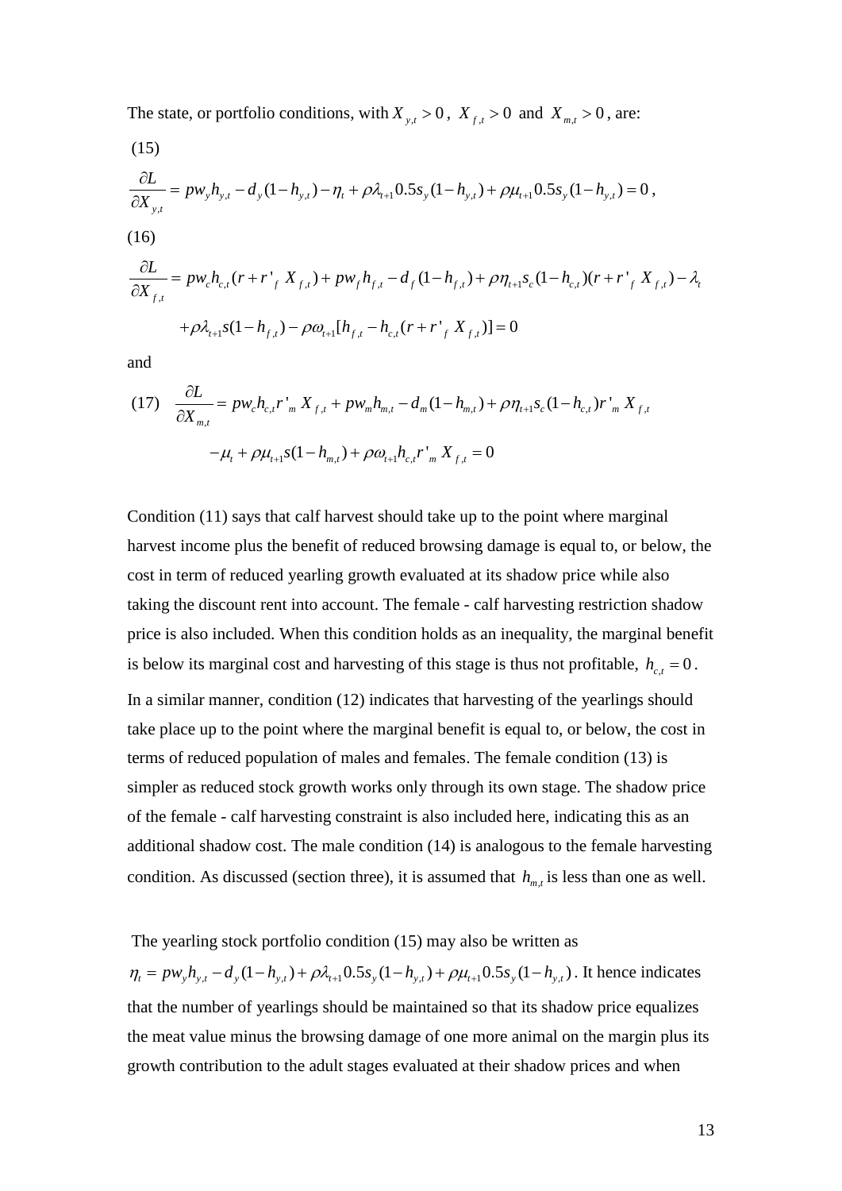The state, or portfolio conditions, with $X_{y,t} > 0$, $X_{f,t} > 0$ and $X_{m,t} > 0$, are:

(15)

$$\frac{\partial L}{\partial X_{y,t}} = pw_y h_{y,t} - d_y(1-h_{y,t}) - \eta_t + \rho\lambda_{t+1} 0.5 s_y (1-h_{y,t}) + \rho\mu_{t+1} 0.5 s_y (1-h_{y,t}) = 0\,,$$

(16)

$$\frac{\partial L}{\partial X_{f,t}} = pw_c h_{c,t}(r + r'_f\, X_{f,t}) + pw_f h_{f,t} - d_f(1-h_{f,t}) + \rho\eta_{t+1} s_c (1-h_{c,t})(r + r'_f\, X_{f,t}) - \lambda_t$$

$$+\rho\lambda_{t+1} s(1-h_{f,t}) - \rho\omega_{t+1}[h_{f,t} - h_{c,t}(r + r'_f\, X_{f,t})] = 0$$

and

(17) $$\frac{\partial L}{\partial X_{m,t}} = pw_c h_{c,t} r'_m\, X_{f,t} + pw_m h_{m,t} - d_m(1-h_{m,t}) + \rho\eta_{t+1} s_c (1-h_{c,t}) r'_m\, X_{f,t}$$

$$-\mu_t + \rho\mu_{t+1} s(1-h_{m,t}) + \rho\omega_{t+1} h_{c,t} r'_m\, X_{f,t} = 0$$

Condition (11) says that calf harvest should take up to the point where marginal harvest income plus the benefit of reduced browsing damage is equal to, or below, the cost in term of reduced yearling growth evaluated at its shadow price while also taking the discount rent into account. The female - calf harvesting restriction shadow price is also included. When this condition holds as an inequality, the marginal benefit is below its marginal cost and harvesting of this stage is thus not profitable, $h_{c,t} = 0$. In a similar manner, condition (12) indicates that harvesting of the yearlings should take place up to the point where the marginal benefit is equal to, or below, the cost in terms of reduced population of males and females. The female condition (13) is simpler as reduced stock growth works only through its own stage. The shadow price of the female - calf harvesting constraint is also included here, indicating this as an additional shadow cost. The male condition (14) is analogous to the female harvesting condition. As discussed (section three), it is assumed that $h_{m,t}$ is less than one as well.

The yearling stock portfolio condition (15) may also be written as $\eta_t = pw_y h_{y,t} - d_y(1-h_{y,t}) + \rho\lambda_{t+1} 0.5 s_y (1-h_{y,t}) + \rho\mu_{t+1} 0.5 s_y (1-h_{y,t})$. It hence indicates that the number of yearlings should be maintained so that its shadow price equalizes the meat value minus the browsing damage of one more animal on the margin plus its growth contribution to the adult stages evaluated at their shadow prices and when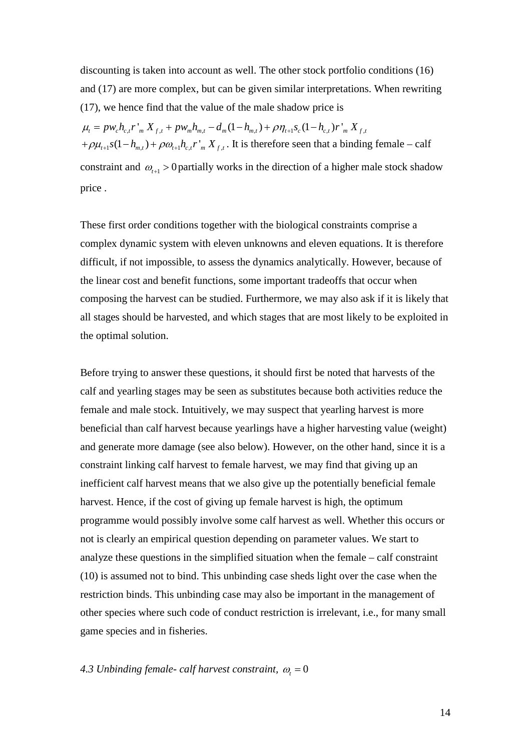discounting is taken into account as well. The other stock portfolio conditions (16) and (17) are more complex, but can be given similar interpretations. When rewriting (17), we hence find that the value of the male shadow price is

$\mu_t = pw_c h_{c,t} r'_m X_{f,t} + pw_m h_{m,t} - d_m(1-h_{m,t}) + \rho\eta_{t+1} s_c(1-h_{c,t}) r'_m X_{f,t}$
$+\rho\mu_{t+1} s(1-h_{m,t}) + \rho\omega_{t+1} h_{c,t} r'_m X_{f,t}$. It is therefore seen that a binding female – calf constraint and $\omega_{t+1} > 0$ partially works in the direction of a higher male stock shadow price .

These first order conditions together with the biological constraints comprise a complex dynamic system with eleven unknowns and eleven equations. It is therefore difficult, if not impossible, to assess the dynamics analytically. However, because of the linear cost and benefit functions, some important tradeoffs that occur when composing the harvest can be studied. Furthermore, we may also ask if it is likely that all stages should be harvested, and which stages that are most likely to be exploited in the optimal solution.

Before trying to answer these questions, it should first be noted that harvests of the calf and yearling stages may be seen as substitutes because both activities reduce the female and male stock. Intuitively, we may suspect that yearling harvest is more beneficial than calf harvest because yearlings have a higher harvesting value (weight) and generate more damage (see also below). However, on the other hand, since it is a constraint linking calf harvest to female harvest, we may find that giving up an inefficient calf harvest means that we also give up the potentially beneficial female harvest. Hence, if the cost of giving up female harvest is high, the optimum programme would possibly involve some calf harvest as well. Whether this occurs or not is clearly an empirical question depending on parameter values. We start to analyze these questions in the simplified situation when the female – calf constraint (10) is assumed not to bind. This unbinding case sheds light over the case when the restriction binds. This unbinding case may also be important in the management of other species where such code of conduct restriction is irrelevant, i.e., for many small game species and in fisheries.

### *4.3 Unbinding female- calf harvest constraint, $\omega_t = 0$*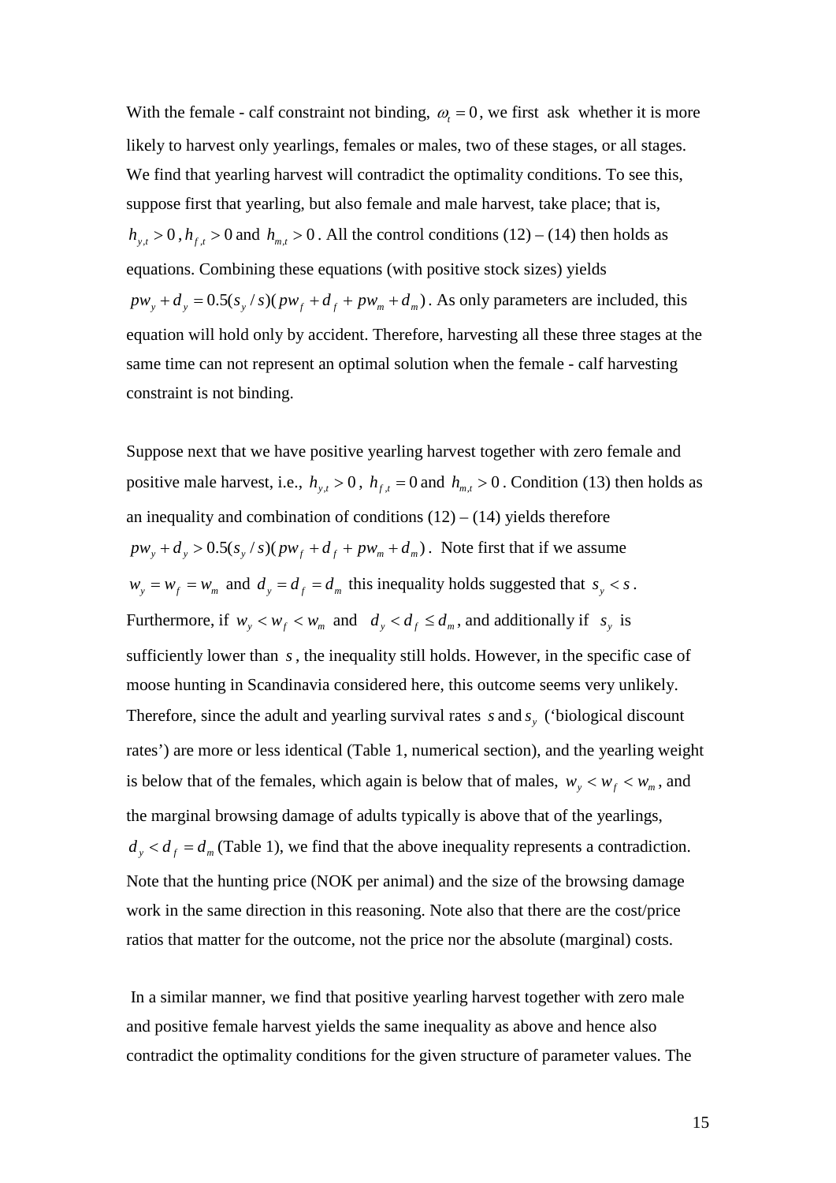With the female - calf constraint not binding, $\omega_t = 0$, we first ask whether it is more likely to harvest only yearlings, females or males, two of these stages, or all stages. We find that yearling harvest will contradict the optimality conditions. To see this, suppose first that yearling, but also female and male harvest, take place; that is, $h_{y,t} > 0$, $h_{f,t} > 0$ and $h_{m,t} > 0$. All the control conditions (12) – (14) then holds as equations. Combining these equations (with positive stock sizes) yields $pw_y + d_y = 0.5(s_y / s)(pw_f + d_f + pw_m + d_m)$. As only parameters are included, this equation will hold only by accident. Therefore, harvesting all these three stages at the same time can not represent an optimal solution when the female - calf harvesting constraint is not binding.

Suppose next that we have positive yearling harvest together with zero female and positive male harvest, i.e., $h_{y,t} > 0$, $h_{f,t} = 0$ and $h_{m,t} > 0$. Condition (13) then holds as an inequality and combination of conditions (12) – (14) yields therefore $pw_y + d_y > 0.5(s_y / s)(pw_f + d_f + pw_m + d_m)$. Note first that if we assume $w_y = w_f = w_m$ and $d_y = d_f = d_m$ this inequality holds suggested that $s_y < s$. Furthermore, if $w_y < w_f < w_m$ and $d_y < d_f \leq d_m$, and additionally if $s_y$ is sufficiently lower than $s$, the inequality still holds. However, in the specific case of moose hunting in Scandinavia considered here, this outcome seems very unlikely. Therefore, since the adult and yearling survival rates $s$ and $s_y$ ('biological discount rates') are more or less identical (Table 1, numerical section), and the yearling weight is below that of the females, which again is below that of males, $w_y < w_f < w_m$, and the marginal browsing damage of adults typically is above that of the yearlings, $d_y < d_f = d_m$ (Table 1), we find that the above inequality represents a contradiction. Note that the hunting price (NOK per animal) and the size of the browsing damage work in the same direction in this reasoning. Note also that there are the cost/price ratios that matter for the outcome, not the price nor the absolute (marginal) costs.

In a similar manner, we find that positive yearling harvest together with zero male and positive female harvest yields the same inequality as above and hence also contradict the optimality conditions for the given structure of parameter values. The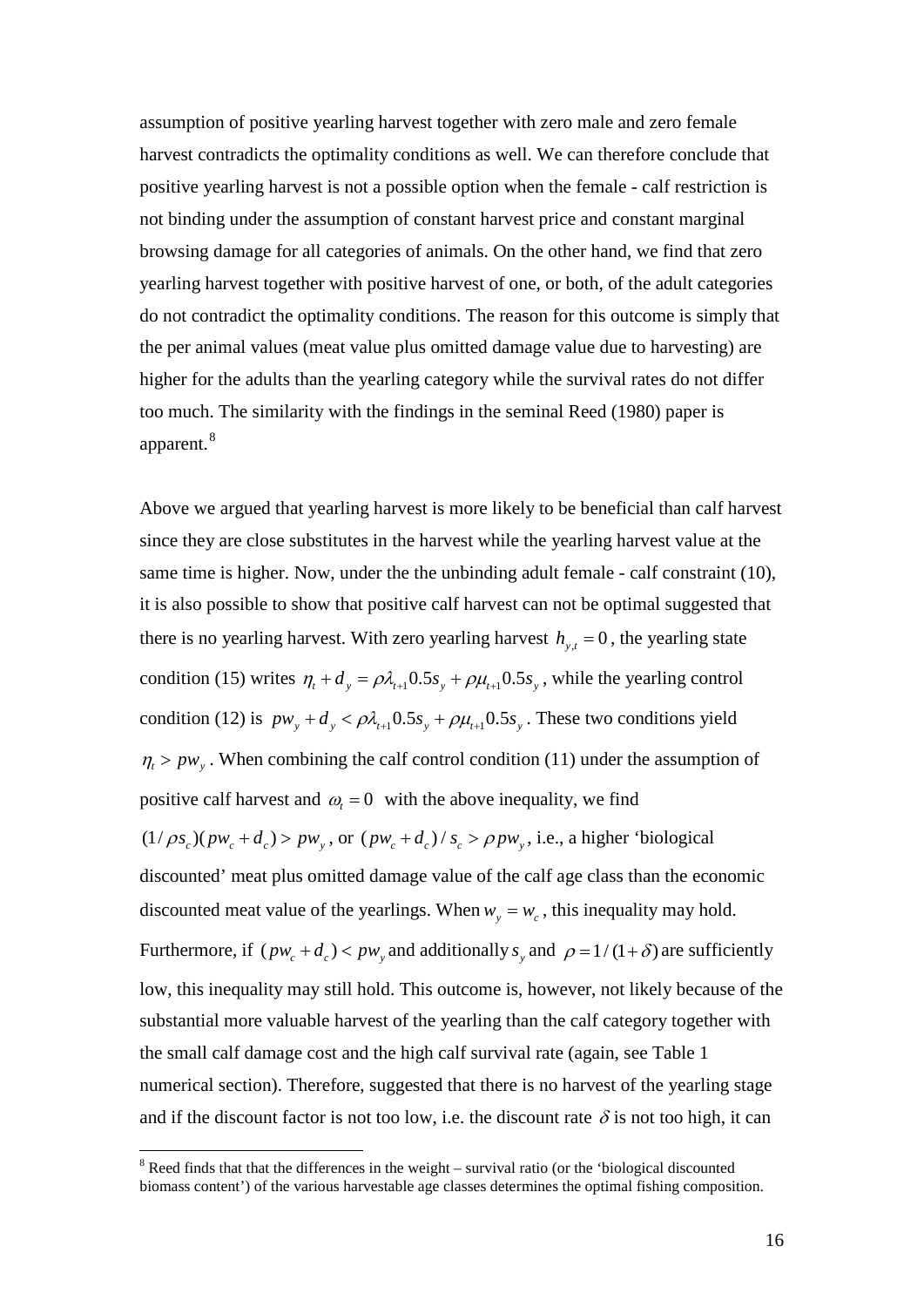assumption of positive yearling harvest together with zero male and zero female harvest contradicts the optimality conditions as well. We can therefore conclude that positive yearling harvest is not a possible option when the female - calf restriction is not binding under the assumption of constant harvest price and constant marginal browsing damage for all categories of animals. On the other hand, we find that zero yearling harvest together with positive harvest of one, or both, of the adult categories do not contradict the optimality conditions. The reason for this outcome is simply that the per animal values (meat value plus omitted damage value due to harvesting) are higher for the adults than the yearling category while the survival rates do not differ too much. The similarity with the findings in the seminal Reed (1980) paper is apparent.[8]

Above we argued that yearling harvest is more likely to be beneficial than calf harvest since they are close substitutes in the harvest while the yearling harvest value at the same time is higher. Now, under the the unbinding adult female - calf constraint (10), it is also possible to show that positive calf harvest can not be optimal suggested that there is no yearling harvest. With zero yearling harvest $h_{y,t} = 0$, the yearling state condition (15) writes $\eta_t + d_y = \rho\lambda_{t+1}0.5s_y + \rho\mu_{t+1}0.5s_y$, while the yearling control condition (12) is $pw_y + d_y < \rho\lambda_{t+1}0.5s_y + \rho\mu_{t+1}0.5s_y$. These two conditions yield $\eta_t > pw_y$. When combining the calf control condition (11) under the assumption of positive calf harvest and $\omega_t = 0$ with the above inequality, we find $(1/\rho s_c)(pw_c + d_c) > pw_y$, or $(pw_c + d_c)/s_c > \rho pw_y$, i.e., a higher 'biological discounted' meat plus omitted damage value of the calf age class than the economic discounted meat value of the yearlings. When $w_y = w_c$, this inequality may hold. Furthermore, if $(pw_c + d_c) < pw_y$ and additionally $s_y$ and $\rho = 1/(1+\delta)$ are sufficiently low, this inequality may still hold. This outcome is, however, not likely because of the substantial more valuable harvest of the yearling than the calf category together with the small calf damage cost and the high calf survival rate (again, see Table 1 numerical section). Therefore, suggested that there is no harvest of the yearling stage and if the discount factor is not too low, i.e. the discount rate $\delta$ is not too high, it can

[8] Reed finds that that the differences in the weight – survival ratio (or the 'biological discounted biomass content') of the various harvestable age classes determines the optimal fishing composition.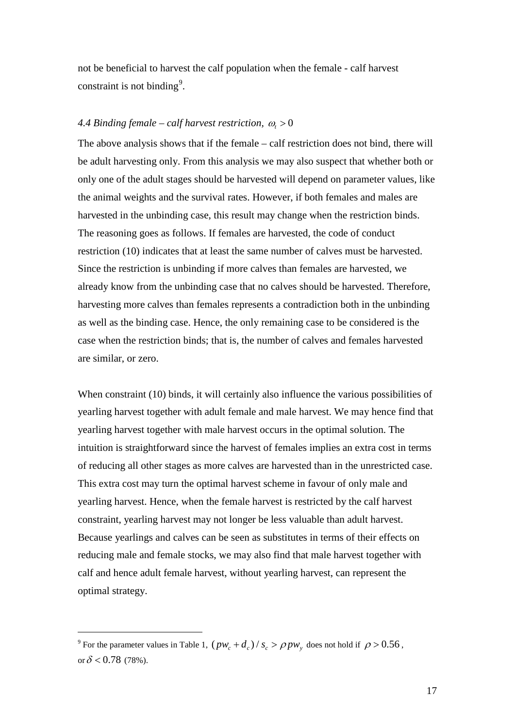not be beneficial to harvest the calf population when the female - calf harvest constraint is not binding[9].

### *4.4 Binding female – calf harvest restriction, $\omega_t > 0$*

The above analysis shows that if the female – calf restriction does not bind, there will be adult harvesting only. From this analysis we may also suspect that whether both or only one of the adult stages should be harvested will depend on parameter values, like the animal weights and the survival rates. However, if both females and males are harvested in the unbinding case, this result may change when the restriction binds. The reasoning goes as follows. If females are harvested, the code of conduct restriction (10) indicates that at least the same number of calves must be harvested. Since the restriction is unbinding if more calves than females are harvested, we already know from the unbinding case that no calves should be harvested. Therefore, harvesting more calves than females represents a contradiction both in the unbinding as well as the binding case. Hence, the only remaining case to be considered is the case when the restriction binds; that is, the number of calves and females harvested are similar, or zero.

When constraint (10) binds, it will certainly also influence the various possibilities of yearling harvest together with adult female and male harvest. We may hence find that yearling harvest together with male harvest occurs in the optimal solution. The intuition is straightforward since the harvest of females implies an extra cost in terms of reducing all other stages as more calves are harvested than in the unrestricted case. This extra cost may turn the optimal harvest scheme in favour of only male and yearling harvest. Hence, when the female harvest is restricted by the calf harvest constraint, yearling harvest may not longer be less valuable than adult harvest. Because yearlings and calves can be seen as substitutes in terms of their effects on reducing male and female stocks, we may also find that male harvest together with calf and hence adult female harvest, without yearling harvest, can represent the optimal strategy.

---

[9] For the parameter values in Table 1, $(pw_c + d_c)/s_c > \rho p w_y$ does not hold if $\rho > 0.56$, or $\delta < 0.78$ (78%).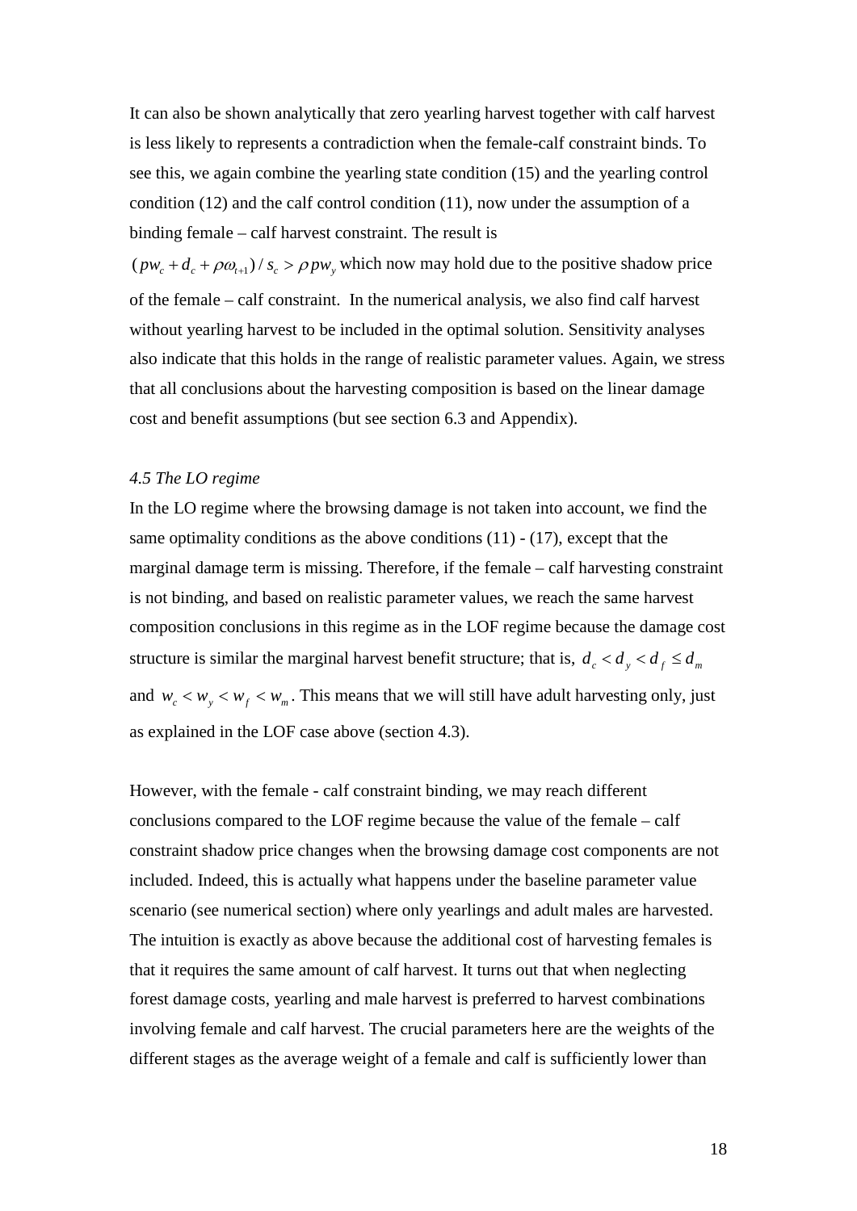It can also be shown analytically that zero yearling harvest together with calf harvest is less likely to represents a contradiction when the female-calf constraint binds. To see this, we again combine the yearling state condition (15) and the yearling control condition (12) and the calf control condition (11), now under the assumption of a binding female – calf harvest constraint. The result is

$(pw_c + d_c + \rho\omega_{t+1}) / s_c > \rho pw_y$ which now may hold due to the positive shadow price of the female – calf constraint. In the numerical analysis, we also find calf harvest without yearling harvest to be included in the optimal solution. Sensitivity analyses also indicate that this holds in the range of realistic parameter values. Again, we stress that all conclusions about the harvesting composition is based on the linear damage cost and benefit assumptions (but see section 6.3 and Appendix).

*4.5 The LO regime*

In the LO regime where the browsing damage is not taken into account, we find the same optimality conditions as the above conditions (11) - (17), except that the marginal damage term is missing. Therefore, if the female – calf harvesting constraint is not binding, and based on realistic parameter values, we reach the same harvest composition conclusions in this regime as in the LOF regime because the damage cost structure is similar the marginal harvest benefit structure; that is, $d_c < d_y < d_f \leq d_m$ and $w_c < w_y < w_f < w_m$. This means that we will still have adult harvesting only, just as explained in the LOF case above (section 4.3).

However, with the female - calf constraint binding, we may reach different conclusions compared to the LOF regime because the value of the female – calf constraint shadow price changes when the browsing damage cost components are not included. Indeed, this is actually what happens under the baseline parameter value scenario (see numerical section) where only yearlings and adult males are harvested. The intuition is exactly as above because the additional cost of harvesting females is that it requires the same amount of calf harvest. It turns out that when neglecting forest damage costs, yearling and male harvest is preferred to harvest combinations involving female and calf harvest. The crucial parameters here are the weights of the different stages as the average weight of a female and calf is sufficiently lower than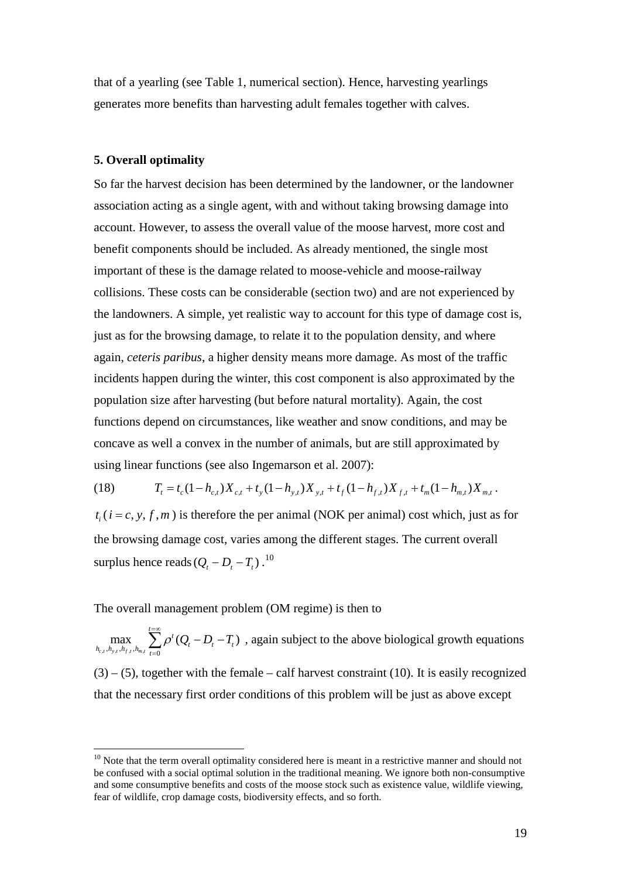that of a yearling (see Table 1, numerical section). Hence, harvesting yearlings generates more benefits than harvesting adult females together with calves.

## 5. Overall optimality

So far the harvest decision has been determined by the landowner, or the landowner association acting as a single agent, with and without taking browsing damage into account. However, to assess the overall value of the moose harvest, more cost and benefit components should be included. As already mentioned, the single most important of these is the damage related to moose-vehicle and moose-railway collisions. These costs can be considerable (section two) and are not experienced by the landowners. A simple, yet realistic way to account for this type of damage cost is, just as for the browsing damage, to relate it to the population density, and where again, *ceteris paribus*, a higher density means more damage. As most of the traffic incidents happen during the winter, this cost component is also approximated by the population size after harvesting (but before natural mortality). Again, the cost functions depend on circumstances, like weather and snow conditions, and may be concave as well a convex in the number of animals, but are still approximated by using linear functions (see also Ingemarson et al. 2007):

$$T_t = t_c(1-h_{c,t})X_{c,t} + t_y(1-h_{y,t})X_{y,t} + t_f(1-h_{f,t})X_{f,t} + t_m(1-h_{m,t})X_{m,t}\,. \tag{18}$$

$t_i$ ($i = c, y, f, m$) is therefore the per animal (NOK per animal) cost which, just as for the browsing damage cost, varies among the different stages. The current overall surplus hence reads $(Q_t - D_t - T_t)$.[10]

The overall management problem (OM regime) is then to

$\max\limits_{h_{c,t},h_{y,t},h_{f,t},h_{m,t}} \sum\limits_{t=0}^{t=\infty} \rho^t (Q_t - D_t - T_t)$ , again subject to the above biological growth equations (3) – (5), together with the female – calf harvest constraint (10). It is easily recognized that the necessary first order conditions of this problem will be just as above except

[10] Note that the term overall optimality considered here is meant in a restrictive manner and should not be confused with a social optimal solution in the traditional meaning. We ignore both non-consumptive and some consumptive benefits and costs of the moose stock such as existence value, wildlife viewing, fear of wildlife, crop damage costs, biodiversity effects, and so forth.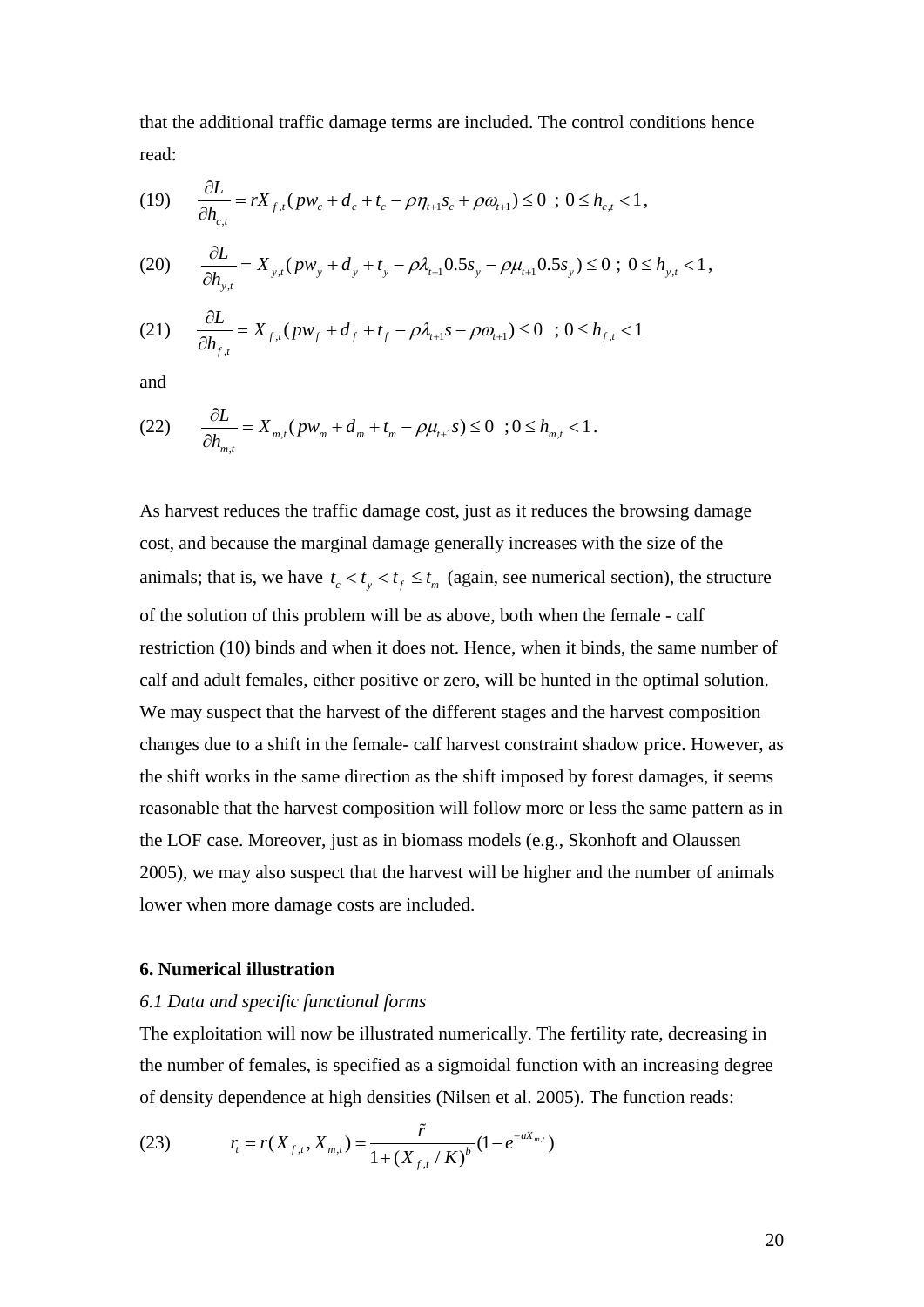that the additional traffic damage terms are included. The control conditions hence read:

$$(19) \qquad \frac{\partial L}{\partial h_{c,t}} = rX_{f,t}(pw_c + d_c + t_c - \rho\eta_{t+1}s_c + \rho\omega_{t+1}) \leq 0 \ ; \ 0 \leq h_{c,t} < 1,$$

$$(20) \qquad \frac{\partial L}{\partial h_{y,t}} = X_{y,t}(pw_y + d_y + t_y - \rho\lambda_{t+1}0.5s_y - \rho\mu_{t+1}0.5s_y) \leq 0 \ ; \ 0 \leq h_{y,t} < 1,$$

$$(21) \qquad \frac{\partial L}{\partial h_{f,t}} = X_{f,t}(pw_f + d_f + t_f - \rho\lambda_{t+1}s - \rho\omega_{t+1}) \leq 0 \ ; \ 0 \leq h_{f,t} < 1$$

and

$$(22) \qquad \frac{\partial L}{\partial h_{m,t}} = X_{m,t}(pw_m + d_m + t_m - \rho\mu_{t+1}s) \leq 0 \ ; 0 \leq h_{m,t} < 1.$$

As harvest reduces the traffic damage cost, just as it reduces the browsing damage cost, and because the marginal damage generally increases with the size of the animals; that is, we have $t_c < t_y < t_f \leq t_m$ (again, see numerical section), the structure of the solution of this problem will be as above, both when the female - calf restriction (10) binds and when it does not. Hence, when it binds, the same number of calf and adult females, either positive or zero, will be hunted in the optimal solution. We may suspect that the harvest of the different stages and the harvest composition changes due to a shift in the female- calf harvest constraint shadow price. However, as the shift works in the same direction as the shift imposed by forest damages, it seems reasonable that the harvest composition will follow more or less the same pattern as in the LOF case. Moreover, just as in biomass models (e.g., Skonhoft and Olaussen 2005), we may also suspect that the harvest will be higher and the number of animals lower when more damage costs are included.

## 6. Numerical illustration

### *6.1 Data and specific functional forms*

The exploitation will now be illustrated numerically. The fertility rate, decreasing in the number of females, is specified as a sigmoidal function with an increasing degree of density dependence at high densities (Nilsen et al. 2005). The function reads:

$$(23) \qquad r_t = r(X_{f,t}, X_{m,t}) = \frac{\tilde{r}}{1 + (X_{f,t}/K)^b}(1 - e^{-aX_{m,t}})$$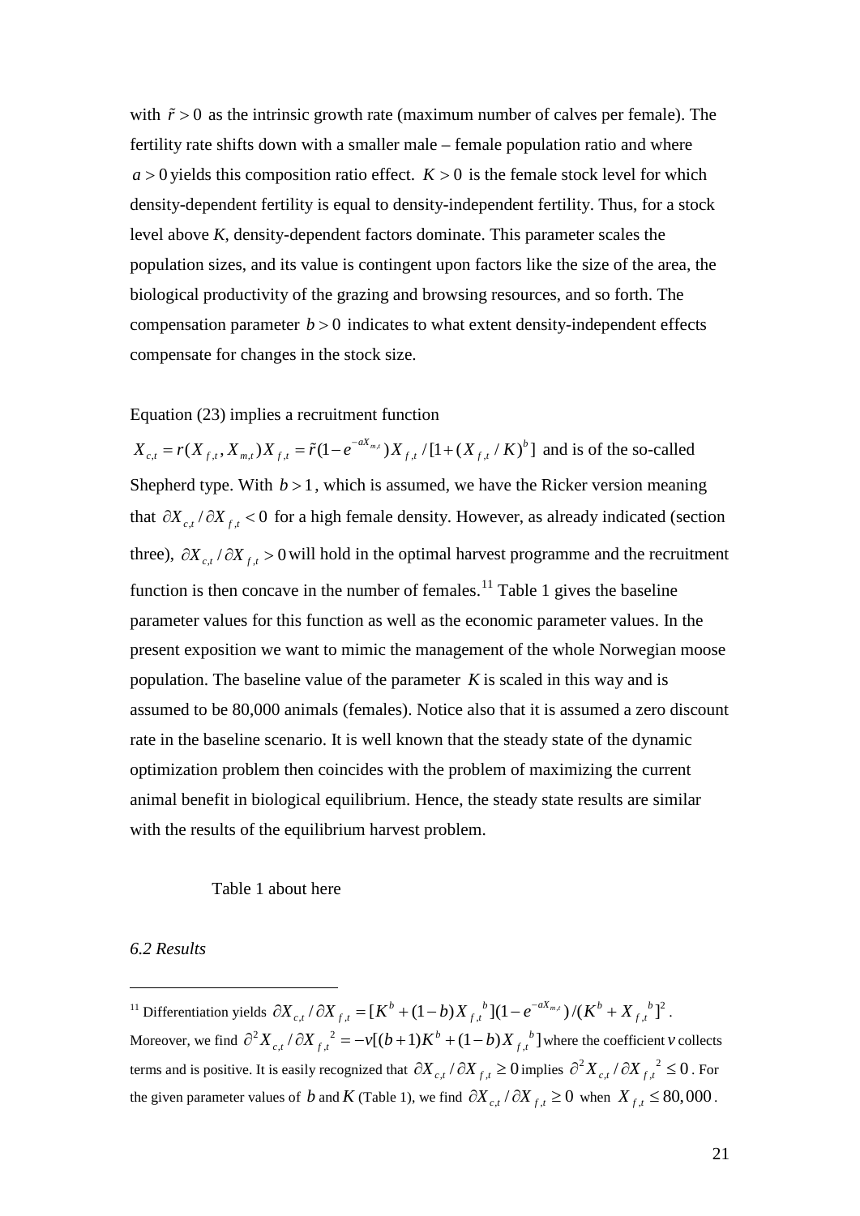with $\tilde{r} > 0$ as the intrinsic growth rate (maximum number of calves per female). The fertility rate shifts down with a smaller male – female population ratio and where $a > 0$ yields this composition ratio effect. $K > 0$ is the female stock level for which density-dependent fertility is equal to density-independent fertility. Thus, for a stock level above *K*, density-dependent factors dominate. This parameter scales the population sizes, and its value is contingent upon factors like the size of the area, the biological productivity of the grazing and browsing resources, and so forth. The compensation parameter $b > 0$ indicates to what extent density-independent effects compensate for changes in the stock size.

Equation (23) implies a recruitment function $X_{c,t} = r(X_{f,t}, X_{m,t})X_{f,t} = \tilde{r}(1 - e^{-aX_{m,t}})X_{f,t} / [1 + (X_{f,t} / K)^b]$ and is of the so-called Shepherd type. With $b > 1$, which is assumed, we have the Ricker version meaning that $\partial X_{c,t} / \partial X_{f,t} < 0$ for a high female density. However, as already indicated (section three), $\partial X_{c,t} / \partial X_{f,t} > 0$ will hold in the optimal harvest programme and the recruitment function is then concave in the number of females.[11] Table 1 gives the baseline parameter values for this function as well as the economic parameter values. In the present exposition we want to mimic the management of the whole Norwegian moose population. The baseline value of the parameter $K$ is scaled in this way and is assumed to be 80,000 animals (females). Notice also that it is assumed a zero discount rate in the baseline scenario. It is well known that the steady state of the dynamic optimization problem then coincides with the problem of maximizing the current animal benefit in biological equilibrium. Hence, the steady state results are similar with the results of the equilibrium harvest problem.

Table 1 about here

*6.2 Results*

---

[11] Differentiation yields $\partial X_{c,t} / \partial X_{f,t} = [K^b + (1-b)X_{f,t}{}^b](1 - e^{-aX_{m,t}}) / (K^b + X_{f,t}{}^b]^2$. Moreover, we find $\partial^2 X_{c,t} / \partial X_{f,t}{}^2 = -v[(b+1)K^b + (1-b)X_{f,t}{}^b]$ where the coefficient $v$ collects terms and is positive. It is easily recognized that $\partial X_{c,t} / \partial X_{f,t} \geq 0$ implies $\partial^2 X_{c,t} / \partial X_{f,t}{}^2 \leq 0$. For the given parameter values of $b$ and $K$ (Table 1), we find $\partial X_{c,t} / \partial X_{f,t} \geq 0$ when $X_{f,t} \leq 80,000$.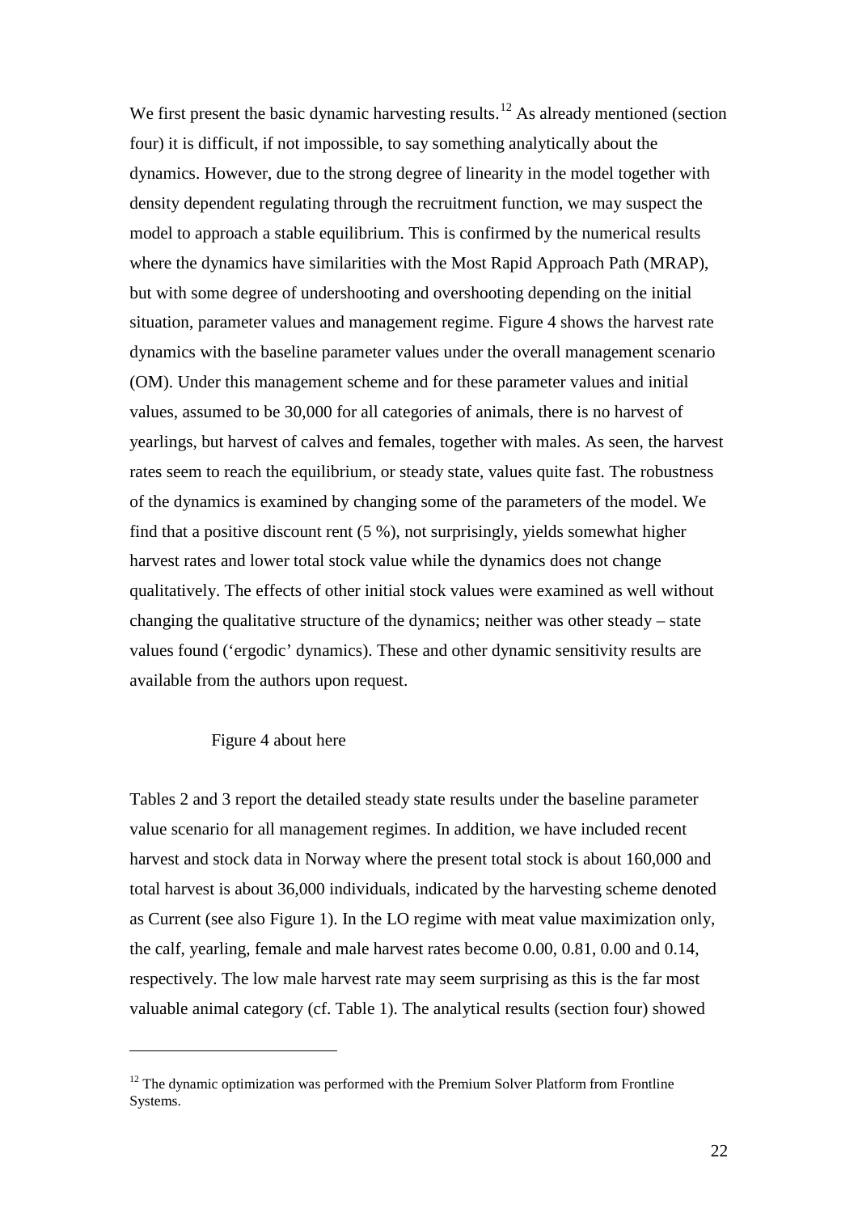We first present the basic dynamic harvesting results.[12] As already mentioned (section four) it is difficult, if not impossible, to say something analytically about the dynamics. However, due to the strong degree of linearity in the model together with density dependent regulating through the recruitment function, we may suspect the model to approach a stable equilibrium. This is confirmed by the numerical results where the dynamics have similarities with the Most Rapid Approach Path (MRAP), but with some degree of undershooting and overshooting depending on the initial situation, parameter values and management regime. Figure 4 shows the harvest rate dynamics with the baseline parameter values under the overall management scenario (OM). Under this management scheme and for these parameter values and initial values, assumed to be 30,000 for all categories of animals, there is no harvest of yearlings, but harvest of calves and females, together with males. As seen, the harvest rates seem to reach the equilibrium, or steady state, values quite fast. The robustness of the dynamics is examined by changing some of the parameters of the model. We find that a positive discount rent (5 %), not surprisingly, yields somewhat higher harvest rates and lower total stock value while the dynamics does not change qualitatively. The effects of other initial stock values were examined as well without changing the qualitative structure of the dynamics; neither was other steady – state values found ('ergodic' dynamics). These and other dynamic sensitivity results are available from the authors upon request.

Figure 4 about here

Tables 2 and 3 report the detailed steady state results under the baseline parameter value scenario for all management regimes. In addition, we have included recent harvest and stock data in Norway where the present total stock is about 160,000 and total harvest is about 36,000 individuals, indicated by the harvesting scheme denoted as Current (see also Figure 1). In the LO regime with meat value maximization only, the calf, yearling, female and male harvest rates become 0.00, 0.81, 0.00 and 0.14, respectively. The low male harvest rate may seem surprising as this is the far most valuable animal category (cf. Table 1). The analytical results (section four) showed

---

[12] The dynamic optimization was performed with the Premium Solver Platform from Frontline Systems.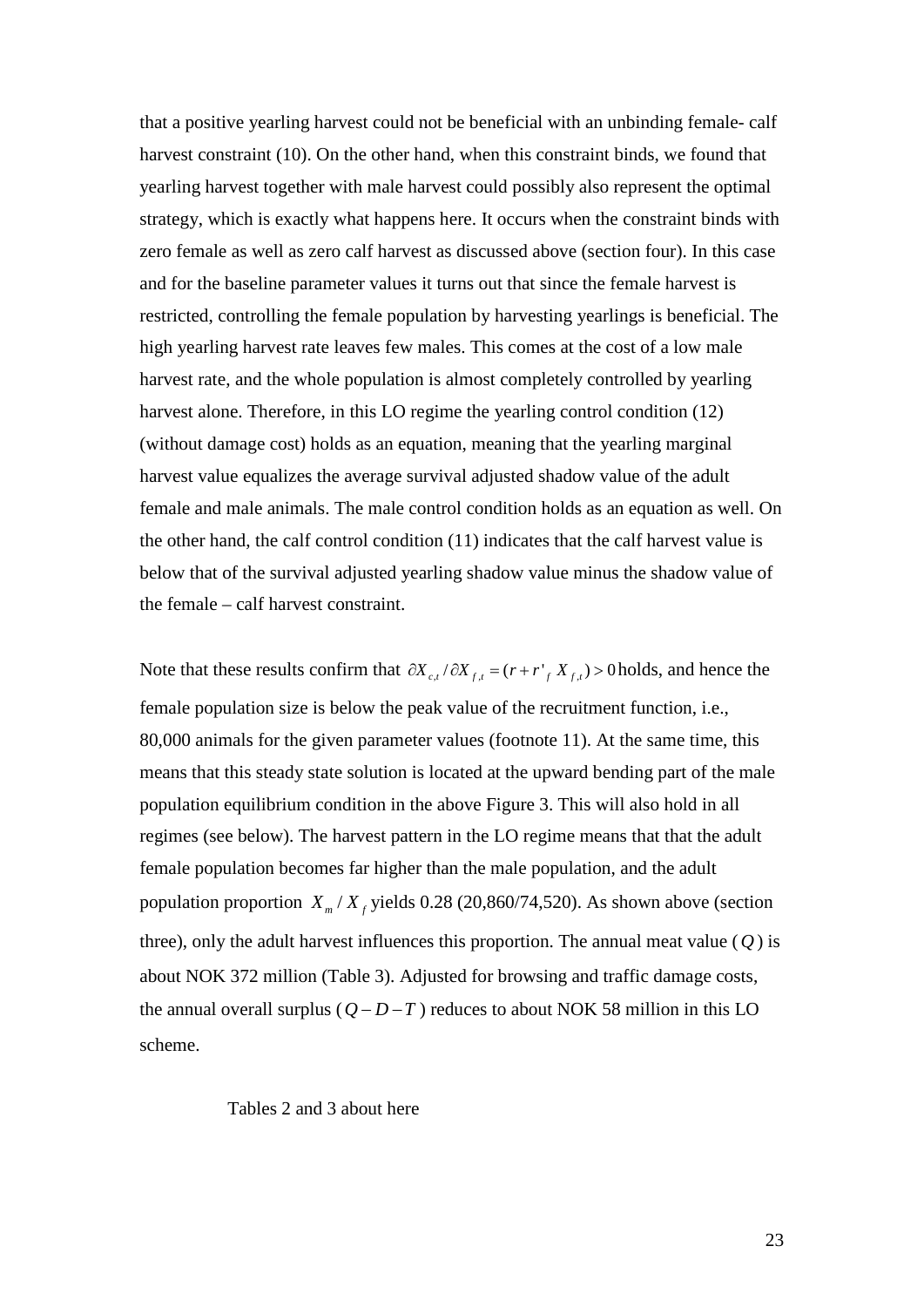that a positive yearling harvest could not be beneficial with an unbinding female- calf harvest constraint (10). On the other hand, when this constraint binds, we found that yearling harvest together with male harvest could possibly also represent the optimal strategy, which is exactly what happens here. It occurs when the constraint binds with zero female as well as zero calf harvest as discussed above (section four). In this case and for the baseline parameter values it turns out that since the female harvest is restricted, controlling the female population by harvesting yearlings is beneficial. The high yearling harvest rate leaves few males. This comes at the cost of a low male harvest rate, and the whole population is almost completely controlled by yearling harvest alone. Therefore, in this LO regime the yearling control condition (12) (without damage cost) holds as an equation, meaning that the yearling marginal harvest value equalizes the average survival adjusted shadow value of the adult female and male animals. The male control condition holds as an equation as well. On the other hand, the calf control condition (11) indicates that the calf harvest value is below that of the survival adjusted yearling shadow value minus the shadow value of the female – calf harvest constraint.

Note that these results confirm that $\partial X_{c,t} / \partial X_{f,t} = (r + r'_f X_{f,t}) > 0$ holds, and hence the female population size is below the peak value of the recruitment function, i.e., 80,000 animals for the given parameter values (footnote 11). At the same time, this means that this steady state solution is located at the upward bending part of the male population equilibrium condition in the above Figure 3. This will also hold in all regimes (see below). The harvest pattern in the LO regime means that that the adult female population becomes far higher than the male population, and the adult population proportion $X_m / X_f$ yields 0.28 (20,860/74,520). As shown above (section three), only the adult harvest influences this proportion. The annual meat value ($Q$) is about NOK 372 million (Table 3). Adjusted for browsing and traffic damage costs, the annual overall surplus ($Q - D - T$) reduces to about NOK 58 million in this LO scheme.

Tables 2 and 3 about here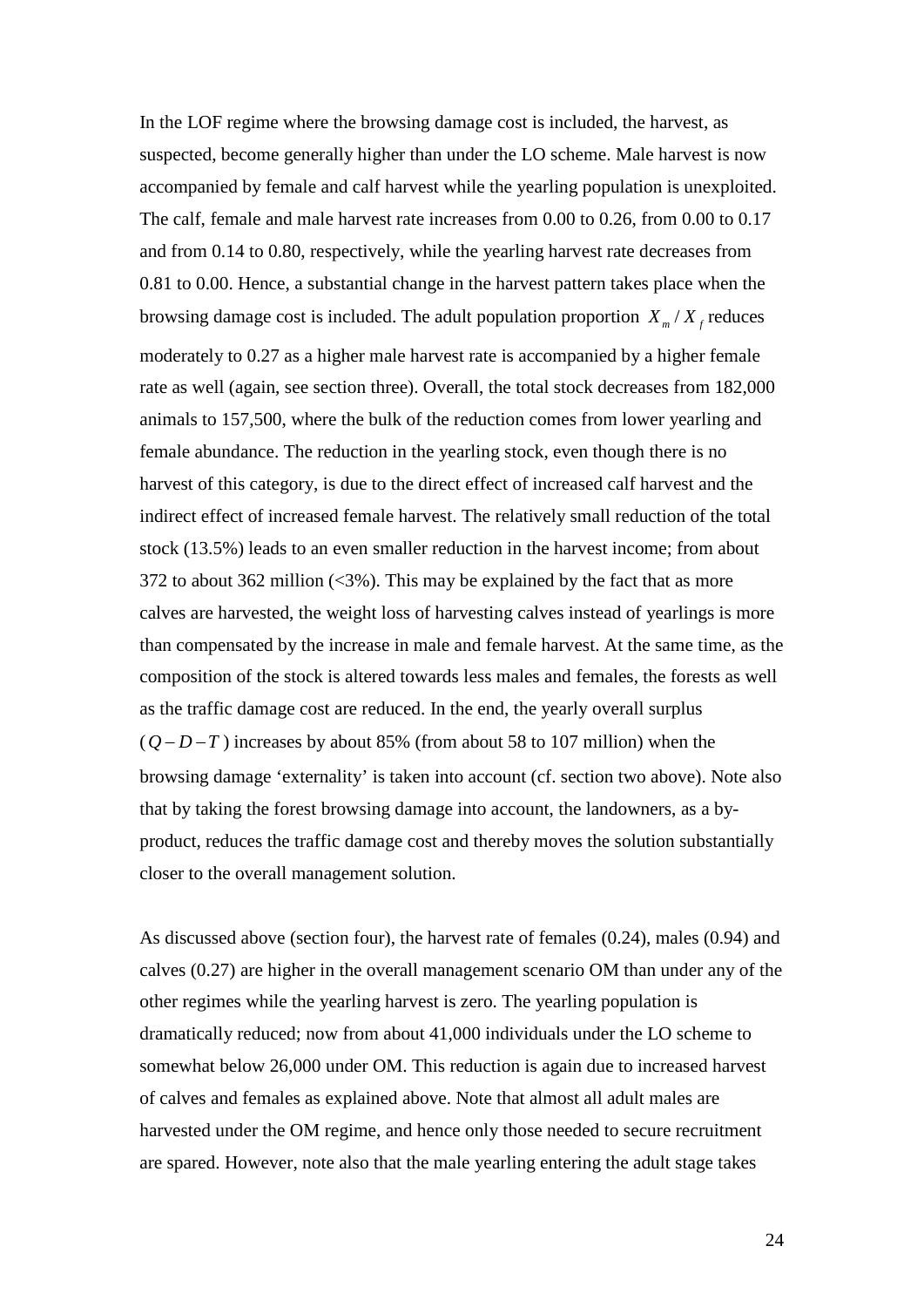In the LOF regime where the browsing damage cost is included, the harvest, as suspected, become generally higher than under the LO scheme. Male harvest is now accompanied by female and calf harvest while the yearling population is unexploited. The calf, female and male harvest rate increases from 0.00 to 0.26, from 0.00 to 0.17 and from 0.14 to 0.80, respectively, while the yearling harvest rate decreases from 0.81 to 0.00. Hence, a substantial change in the harvest pattern takes place when the browsing damage cost is included. The adult population proportion $X_m / X_f$ reduces moderately to 0.27 as a higher male harvest rate is accompanied by a higher female rate as well (again, see section three). Overall, the total stock decreases from 182,000 animals to 157,500, where the bulk of the reduction comes from lower yearling and female abundance. The reduction in the yearling stock, even though there is no harvest of this category, is due to the direct effect of increased calf harvest and the indirect effect of increased female harvest. The relatively small reduction of the total stock (13.5%) leads to an even smaller reduction in the harvest income; from about 372 to about 362 million (<3%). This may be explained by the fact that as more calves are harvested, the weight loss of harvesting calves instead of yearlings is more than compensated by the increase in male and female harvest. At the same time, as the composition of the stock is altered towards less males and females, the forests as well as the traffic damage cost are reduced. In the end, the yearly overall surplus $(Q - D - T)$ increases by about 85% (from about 58 to 107 million) when the browsing damage 'externality' is taken into account (cf. section two above). Note also that by taking the forest browsing damage into account, the landowners, as a by-product, reduces the traffic damage cost and thereby moves the solution substantially closer to the overall management solution.

As discussed above (section four), the harvest rate of females (0.24), males (0.94) and calves (0.27) are higher in the overall management scenario OM than under any of the other regimes while the yearling harvest is zero. The yearling population is dramatically reduced; now from about 41,000 individuals under the LO scheme to somewhat below 26,000 under OM. This reduction is again due to increased harvest of calves and females as explained above. Note that almost all adult males are harvested under the OM regime, and hence only those needed to secure recruitment are spared. However, note also that the male yearling entering the adult stage takes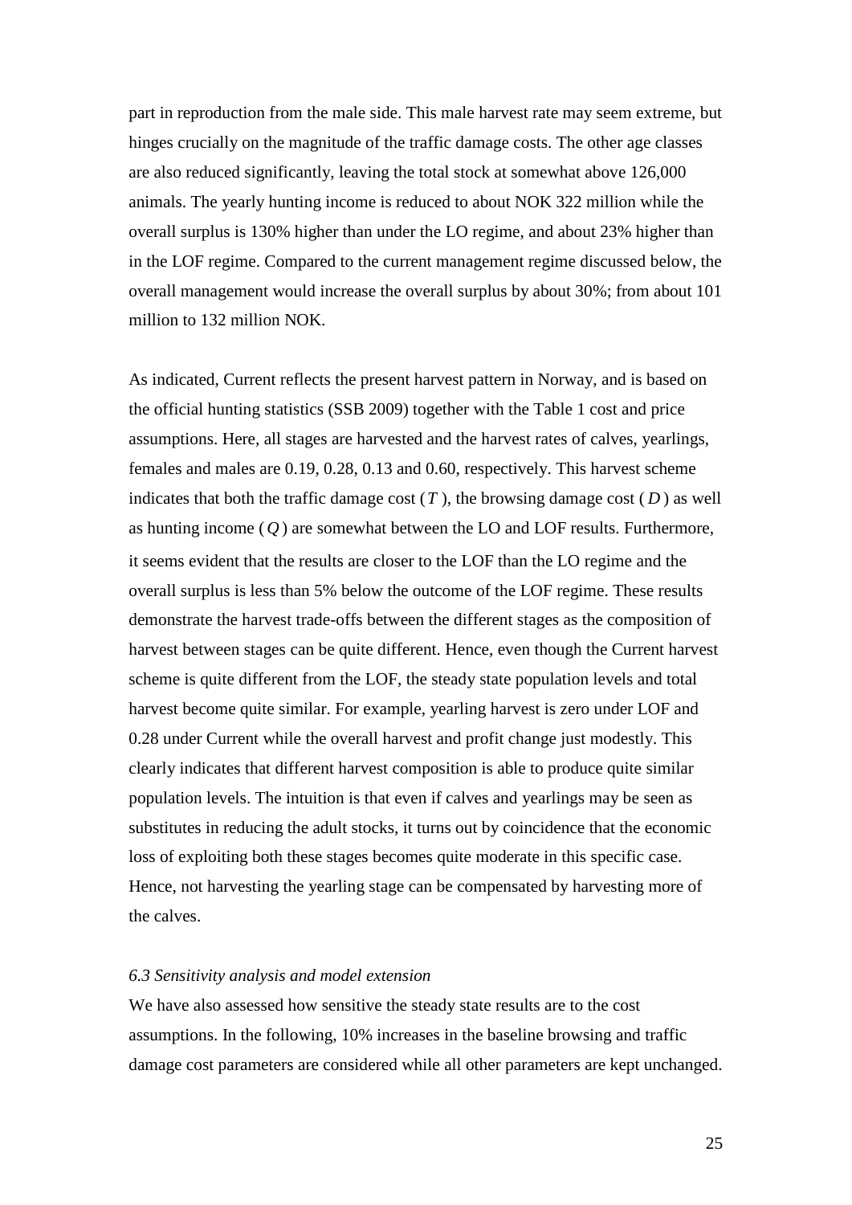part in reproduction from the male side. This male harvest rate may seem extreme, but hinges crucially on the magnitude of the traffic damage costs. The other age classes are also reduced significantly, leaving the total stock at somewhat above 126,000 animals. The yearly hunting income is reduced to about NOK 322 million while the overall surplus is 130% higher than under the LO regime, and about 23% higher than in the LOF regime. Compared to the current management regime discussed below, the overall management would increase the overall surplus by about 30%; from about 101 million to 132 million NOK.

As indicated, Current reflects the present harvest pattern in Norway, and is based on the official hunting statistics (SSB 2009) together with the Table 1 cost and price assumptions. Here, all stages are harvested and the harvest rates of calves, yearlings, females and males are 0.19, 0.28, 0.13 and 0.60, respectively. This harvest scheme indicates that both the traffic damage cost ($T$), the browsing damage cost ($D$) as well as hunting income ($Q$) are somewhat between the LO and LOF results. Furthermore, it seems evident that the results are closer to the LOF than the LO regime and the overall surplus is less than 5% below the outcome of the LOF regime. These results demonstrate the harvest trade-offs between the different stages as the composition of harvest between stages can be quite different. Hence, even though the Current harvest scheme is quite different from the LOF, the steady state population levels and total harvest become quite similar. For example, yearling harvest is zero under LOF and 0.28 under Current while the overall harvest and profit change just modestly. This clearly indicates that different harvest composition is able to produce quite similar population levels. The intuition is that even if calves and yearlings may be seen as substitutes in reducing the adult stocks, it turns out by coincidence that the economic loss of exploiting both these stages becomes quite moderate in this specific case. Hence, not harvesting the yearling stage can be compensated by harvesting more of the calves.

*6.3 Sensitivity analysis and model extension*

We have also assessed how sensitive the steady state results are to the cost assumptions. In the following, 10% increases in the baseline browsing and traffic damage cost parameters are considered while all other parameters are kept unchanged.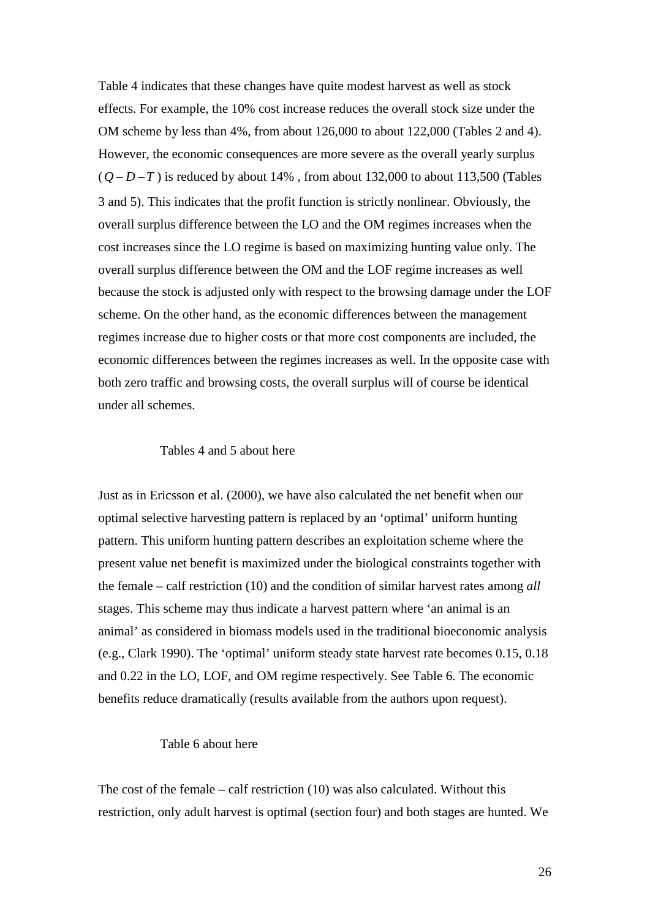Table 4 indicates that these changes have quite modest harvest as well as stock effects. For example, the 10% cost increase reduces the overall stock size under the OM scheme by less than 4%, from about 126,000 to about 122,000 (Tables 2 and 4). However, the economic consequences are more severe as the overall yearly surplus ($Q - D - T$) is reduced by about 14% , from about 132,000 to about 113,500 (Tables 3 and 5). This indicates that the profit function is strictly nonlinear. Obviously, the overall surplus difference between the LO and the OM regimes increases when the cost increases since the LO regime is based on maximizing hunting value only. The overall surplus difference between the OM and the LOF regime increases as well because the stock is adjusted only with respect to the browsing damage under the LOF scheme. On the other hand, as the economic differences between the management regimes increase due to higher costs or that more cost components are included, the economic differences between the regimes increases as well. In the opposite case with both zero traffic and browsing costs, the overall surplus will of course be identical under all schemes.

Tables 4 and 5 about here

Just as in Ericsson et al. (2000), we have also calculated the net benefit when our optimal selective harvesting pattern is replaced by an 'optimal' uniform hunting pattern. This uniform hunting pattern describes an exploitation scheme where the present value net benefit is maximized under the biological constraints together with the female – calf restriction (10) and the condition of similar harvest rates among *all* stages. This scheme may thus indicate a harvest pattern where 'an animal is an animal' as considered in biomass models used in the traditional bioeconomic analysis (e.g., Clark 1990). The 'optimal' uniform steady state harvest rate becomes 0.15, 0.18 and 0.22 in the LO, LOF, and OM regime respectively. See Table 6. The economic benefits reduce dramatically (results available from the authors upon request).

Table 6 about here

The cost of the female – calf restriction (10) was also calculated. Without this restriction, only adult harvest is optimal (section four) and both stages are hunted. We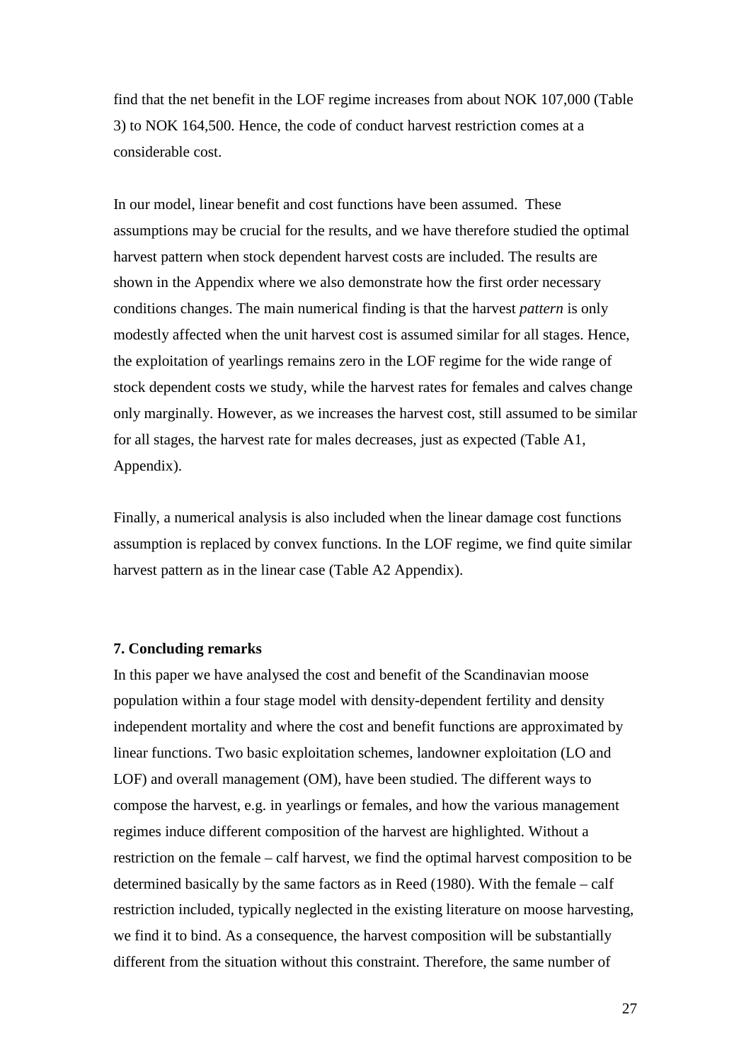find that the net benefit in the LOF regime increases from about NOK 107,000 (Table 3) to NOK 164,500. Hence, the code of conduct harvest restriction comes at a considerable cost.

In our model, linear benefit and cost functions have been assumed. These assumptions may be crucial for the results, and we have therefore studied the optimal harvest pattern when stock dependent harvest costs are included. The results are shown in the Appendix where we also demonstrate how the first order necessary conditions changes. The main numerical finding is that the harvest *pattern* is only modestly affected when the unit harvest cost is assumed similar for all stages. Hence, the exploitation of yearlings remains zero in the LOF regime for the wide range of stock dependent costs we study, while the harvest rates for females and calves change only marginally. However, as we increases the harvest cost, still assumed to be similar for all stages, the harvest rate for males decreases, just as expected (Table A1, Appendix).

Finally, a numerical analysis is also included when the linear damage cost functions assumption is replaced by convex functions. In the LOF regime, we find quite similar harvest pattern as in the linear case (Table A2 Appendix).

## 7. Concluding remarks

In this paper we have analysed the cost and benefit of the Scandinavian moose population within a four stage model with density-dependent fertility and density independent mortality and where the cost and benefit functions are approximated by linear functions. Two basic exploitation schemes, landowner exploitation (LO and LOF) and overall management (OM), have been studied. The different ways to compose the harvest, e.g. in yearlings or females, and how the various management regimes induce different composition of the harvest are highlighted. Without a restriction on the female – calf harvest, we find the optimal harvest composition to be determined basically by the same factors as in Reed (1980). With the female – calf restriction included, typically neglected in the existing literature on moose harvesting, we find it to bind. As a consequence, the harvest composition will be substantially different from the situation without this constraint. Therefore, the same number of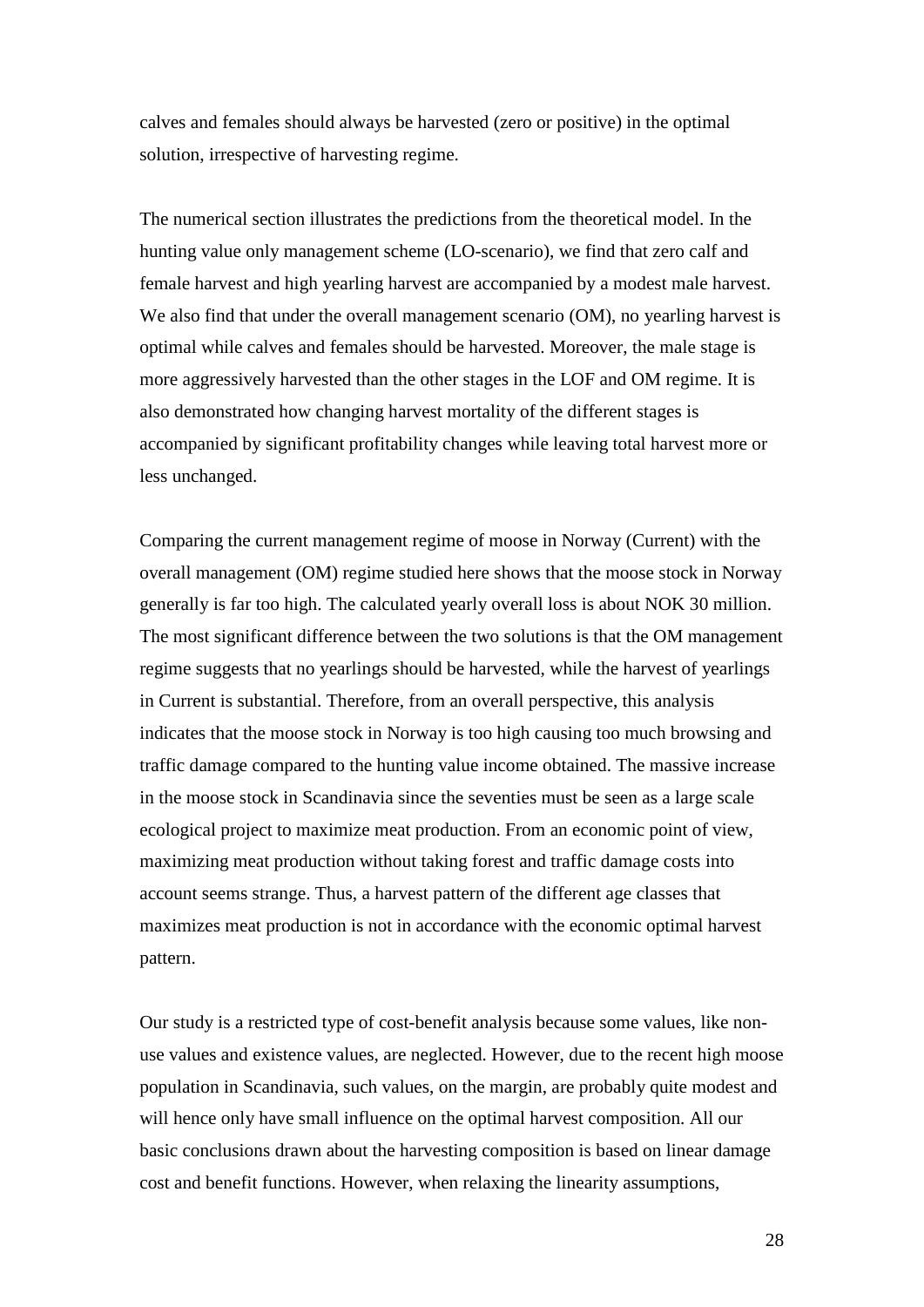calves and females should always be harvested (zero or positive) in the optimal solution, irrespective of harvesting regime.

The numerical section illustrates the predictions from the theoretical model. In the hunting value only management scheme (LO-scenario), we find that zero calf and female harvest and high yearling harvest are accompanied by a modest male harvest. We also find that under the overall management scenario (OM), no yearling harvest is optimal while calves and females should be harvested. Moreover, the male stage is more aggressively harvested than the other stages in the LOF and OM regime. It is also demonstrated how changing harvest mortality of the different stages is accompanied by significant profitability changes while leaving total harvest more or less unchanged.

Comparing the current management regime of moose in Norway (Current) with the overall management (OM) regime studied here shows that the moose stock in Norway generally is far too high. The calculated yearly overall loss is about NOK 30 million. The most significant difference between the two solutions is that the OM management regime suggests that no yearlings should be harvested, while the harvest of yearlings in Current is substantial. Therefore, from an overall perspective, this analysis indicates that the moose stock in Norway is too high causing too much browsing and traffic damage compared to the hunting value income obtained. The massive increase in the moose stock in Scandinavia since the seventies must be seen as a large scale ecological project to maximize meat production. From an economic point of view, maximizing meat production without taking forest and traffic damage costs into account seems strange. Thus, a harvest pattern of the different age classes that maximizes meat production is not in accordance with the economic optimal harvest pattern.

Our study is a restricted type of cost-benefit analysis because some values, like non-use values and existence values, are neglected. However, due to the recent high moose population in Scandinavia, such values, on the margin, are probably quite modest and will hence only have small influence on the optimal harvest composition. All our basic conclusions drawn about the harvesting composition is based on linear damage cost and benefit functions. However, when relaxing the linearity assumptions,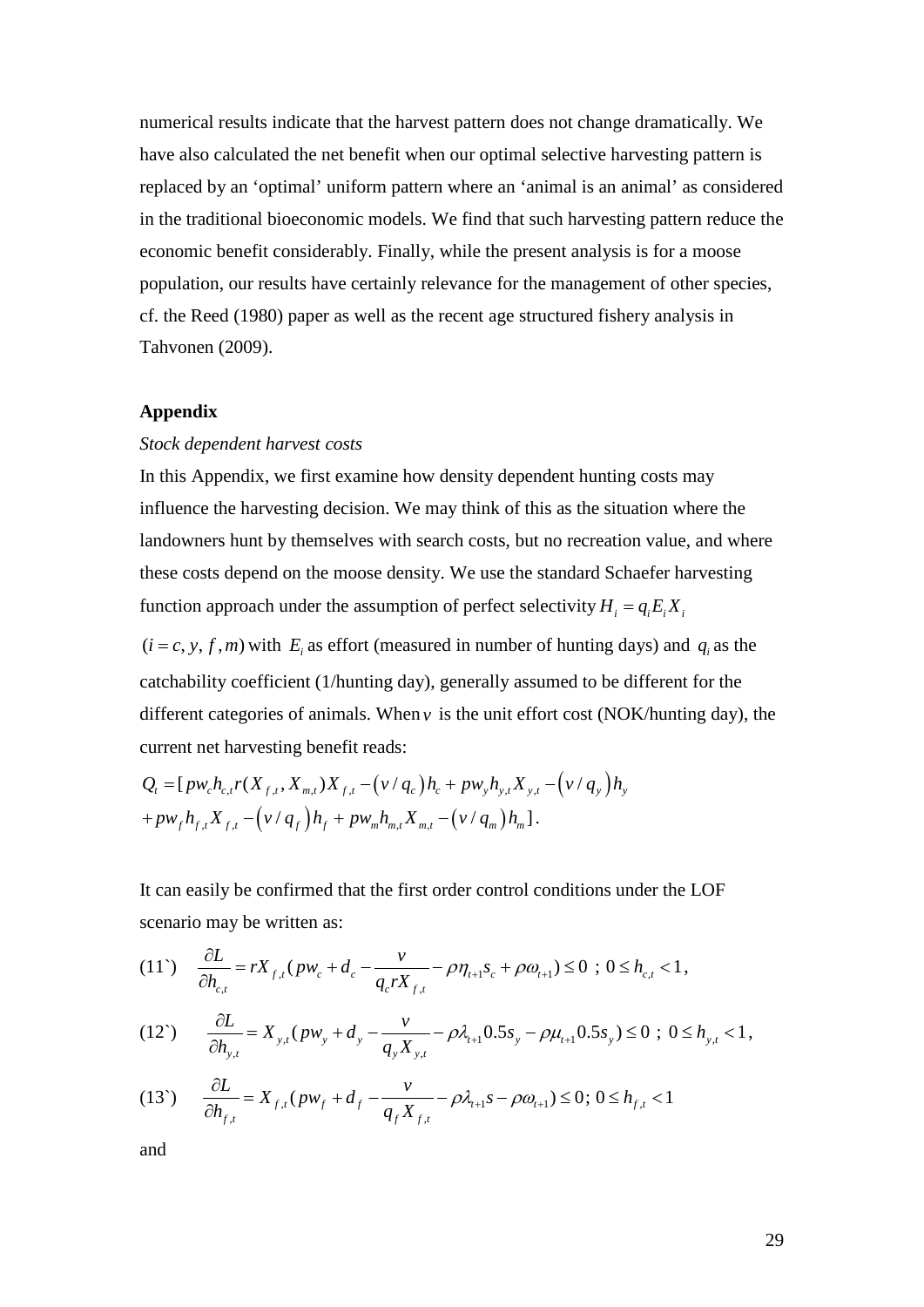numerical results indicate that the harvest pattern does not change dramatically. We have also calculated the net benefit when our optimal selective harvesting pattern is replaced by an 'optimal' uniform pattern where an 'animal is an animal' as considered in the traditional bioeconomic models. We find that such harvesting pattern reduce the economic benefit considerably. Finally, while the present analysis is for a moose population, our results have certainly relevance for the management of other species, cf. the Reed (1980) paper as well as the recent age structured fishery analysis in Tahvonen (2009).

## Appendix

*Stock dependent harvest costs*

In this Appendix, we first examine how density dependent hunting costs may influence the harvesting decision. We may think of this as the situation where the landowners hunt by themselves with search costs, but no recreation value, and where these costs depend on the moose density. We use the standard Schaefer harvesting function approach under the assumption of perfect selectivity $H_i = q_i E_i X_i$ $(i = c, y, f, m)$ with $E_i$ as effort (measured in number of hunting days) and $q_i$ as the catchability coefficient (1/hunting day), generally assumed to be different for the different categories of animals. When $v$ is the unit effort cost (NOK/hunting day), the current net harvesting benefit reads:

$$
\begin{aligned}
Q_t = [ & pw_c h_{c,t} r(X_{f,t}, X_{m,t}) X_{f,t} - (v/q_c) h_c + pw_y h_{y,t} X_{y,t} - (v/q_y) h_y \\
& + pw_f h_{f,t} X_{f,t} - (v/q_f) h_f + pw_m h_{m,t} X_{m,t} - (v/q_m) h_m ].
\end{aligned}
$$

It can easily be confirmed that the first order control conditions under the LOF scenario may be written as:

$$
(11`) \quad \frac{\partial L}{\partial h_{c,t}} = rX_{f,t}(pw_c + d_c - \frac{v}{q_c r X_{f,t}} - \rho\eta_{t+1}s_c + \rho\omega_{t+1}) \leq 0 \; ; \; 0 \leq h_{c,t} < 1,
$$

$$
(12`) \quad \frac{\partial L}{\partial h_{y,t}} = X_{y,t}(pw_y + d_y - \frac{v}{q_y X_{y,t}} - \rho\lambda_{t+1}0.5s_y - \rho\mu_{t+1}0.5s_y) \leq 0 \; ; \; 0 \leq h_{y,t} < 1,
$$

$$
(13`) \quad \frac{\partial L}{\partial h_{f,t}} = X_{f,t}(pw_f + d_f - \frac{v}{q_f X_{f,t}} - \rho\lambda_{t+1}s - \rho\omega_{t+1}) \leq 0; \; 0 \leq h_{f,t} < 1
$$

and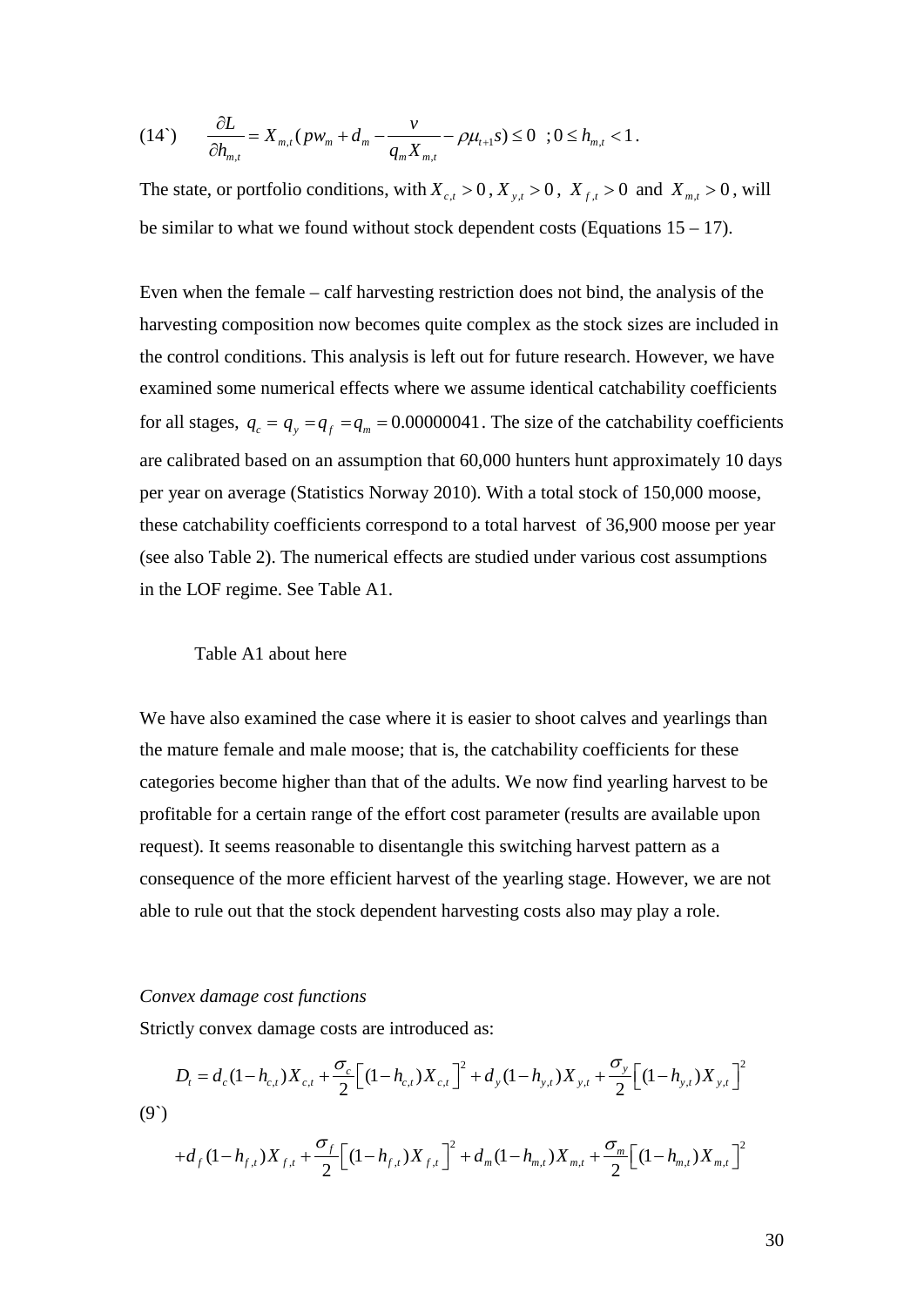$$(14`) \qquad \frac{\partial L}{\partial h_{m,t}} = X_{m,t}(pw_m + d_m - \frac{\nu}{q_m X_{m,t}} - \rho \mu_{t+1} s) \leq 0 \;\; ; 0 \leq h_{m,t} < 1 .$$

The state, or portfolio conditions, with $X_{c,t} > 0$, $X_{y,t} > 0$, $X_{f,t} > 0$ and $X_{m,t} > 0$, will be similar to what we found without stock dependent costs (Equations 15 – 17).

Even when the female – calf harvesting restriction does not bind, the analysis of the harvesting composition now becomes quite complex as the stock sizes are included in the control conditions. This analysis is left out for future research. However, we have examined some numerical effects where we assume identical catchability coefficients for all stages, $q_c = q_y = q_f = q_m = 0.00000041$. The size of the catchability coefficients are calibrated based on an assumption that 60,000 hunters hunt approximately 10 days per year on average (Statistics Norway 2010). With a total stock of 150,000 moose, these catchability coefficients correspond to a total harvest of 36,900 moose per year (see also Table 2). The numerical effects are studied under various cost assumptions in the LOF regime. See Table A1.

Table A1 about here

We have also examined the case where it is easier to shoot calves and yearlings than the mature female and male moose; that is, the catchability coefficients for these categories become higher than that of the adults. We now find yearling harvest to be profitable for a certain range of the effort cost parameter (results are available upon request). It seems reasonable to disentangle this switching harvest pattern as a consequence of the more efficient harvest of the yearling stage. However, we are not able to rule out that the stock dependent harvesting costs also may play a role.

*Convex damage cost functions*

Strictly convex damage costs are introduced as:

$$(9`) \qquad \begin{aligned} D_t = {} & d_c(1-h_{c,t})X_{c,t} + \frac{\sigma_c}{2}\left[(1-h_{c,t})X_{c,t}\right]^2 + d_y(1-h_{y,t})X_{y,t} + \frac{\sigma_y}{2}\left[(1-h_{y,t})X_{y,t}\right]^2 \\ & + d_f(1-h_{f,t})X_{f,t} + \frac{\sigma_f}{2}\left[(1-h_{f,t})X_{f,t}\right]^2 + d_m(1-h_{m,t})X_{m,t} + \frac{\sigma_m}{2}\left[(1-h_{m,t})X_{m,t}\right]^2 \end{aligned}$$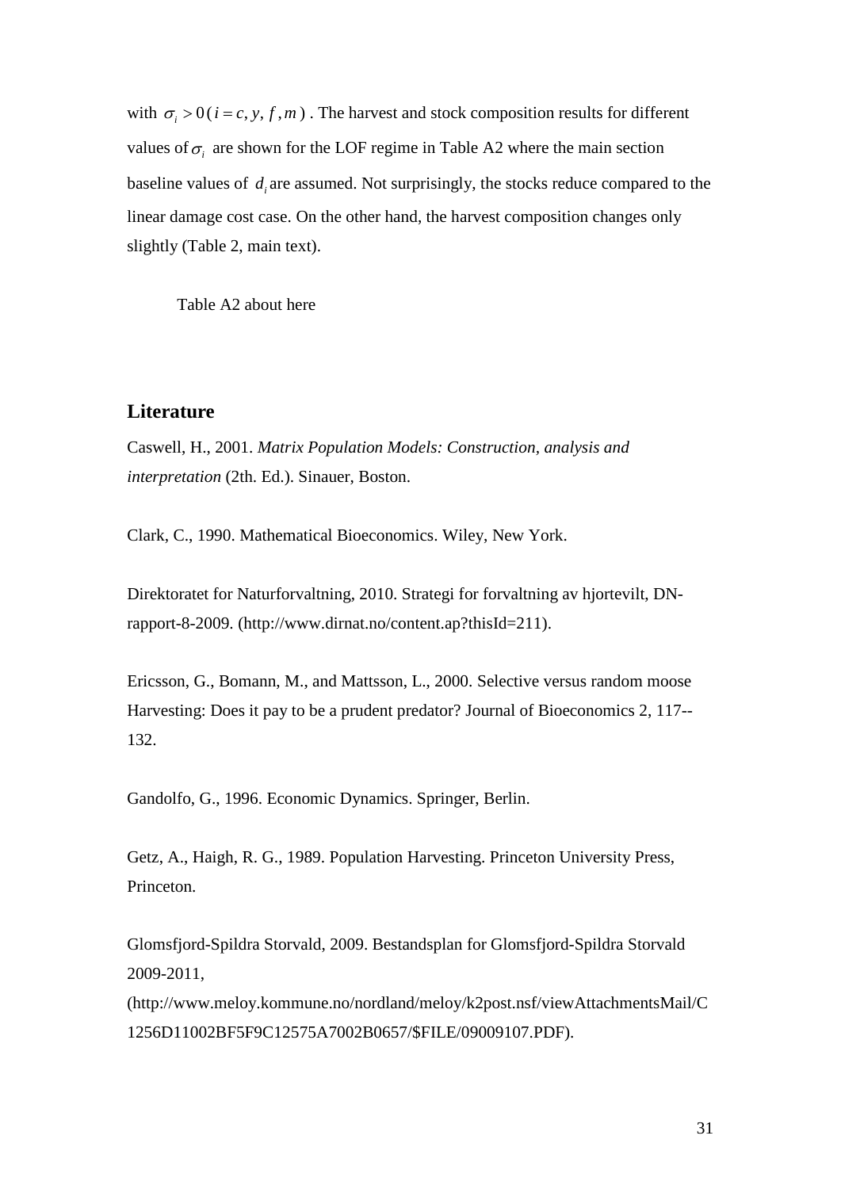with $\sigma_i > 0 \, (i = c, y, f, m)$. The harvest and stock composition results for different values of $\sigma_i$ are shown for the LOF regime in Table A2 where the main section baseline values of $d_i$ are assumed. Not surprisingly, the stocks reduce compared to the linear damage cost case. On the other hand, the harvest composition changes only slightly (Table 2, main text).

Table A2 about here

## Literature

Caswell, H., 2001. *Matrix Population Models: Construction, analysis and interpretation* (2th. Ed.). Sinauer, Boston.

Clark, C., 1990. Mathematical Bioeconomics. Wiley, New York.

Direktoratet for Naturforvaltning, 2010. Strategi for forvaltning av hjortevilt, DN-rapport-8-2009. (http://www.dirnat.no/content.ap?thisId=211).

Ericsson, G., Bomann, M., and Mattsson, L., 2000. Selective versus random moose Harvesting: Does it pay to be a prudent predator? Journal of Bioeconomics 2, 117--132.

Gandolfo, G., 1996. Economic Dynamics. Springer, Berlin.

Getz, A., Haigh, R. G., 1989. Population Harvesting. Princeton University Press, Princeton.

Glomsfjord-Spildra Storvald, 2009. Bestandsplan for Glomsfjord-Spildra Storvald 2009-2011, (http://www.meloy.kommune.no/nordland/meloy/k2post.nsf/viewAttachmentsMail/C1256D11002BF5F9C12575A7002B0657/$FILE/09009107.PDF).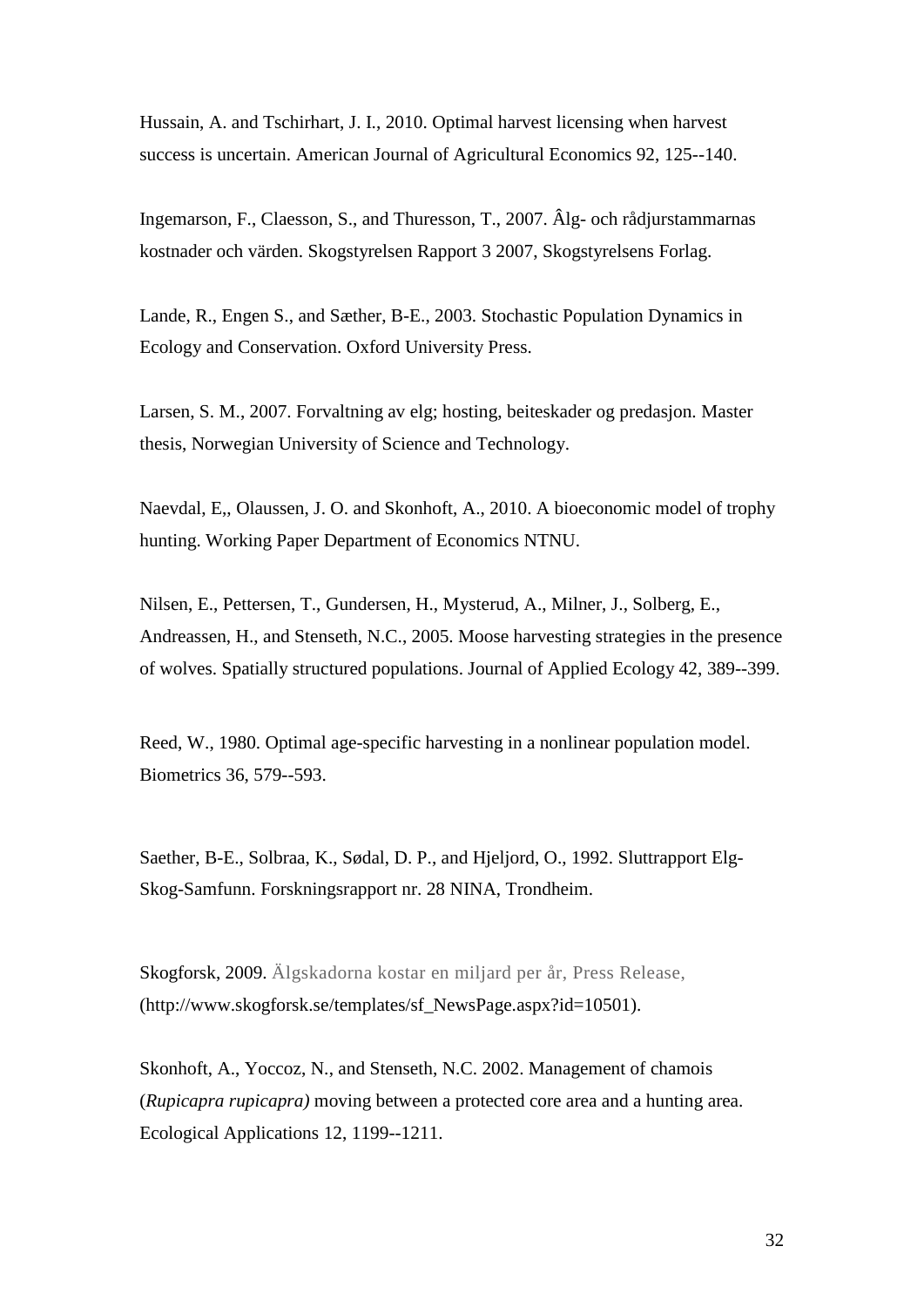Hussain, A. and Tschirhart, J. I., 2010. Optimal harvest licensing when harvest success is uncertain. American Journal of Agricultural Economics 92, 125--140.

Ingemarson, F., Claesson, S., and Thuresson, T., 2007. Âlg- och rådjurstammarnas kostnader och värden. Skogstyrelsen Rapport 3 2007, Skogstyrelsens Forlag.

Lande, R., Engen S., and Sæther, B-E., 2003. Stochastic Population Dynamics in Ecology and Conservation. Oxford University Press.

Larsen, S. M., 2007. Forvaltning av elg; hosting, beiteskader og predasjon. Master thesis, Norwegian University of Science and Technology.

Naevdal, E,, Olaussen, J. O. and Skonhoft, A., 2010. A bioeconomic model of trophy hunting. Working Paper Department of Economics NTNU.

Nilsen, E., Pettersen, T., Gundersen, H., Mysterud, A., Milner, J., Solberg, E., Andreassen, H., and Stenseth, N.C., 2005. Moose harvesting strategies in the presence of wolves. Spatially structured populations. Journal of Applied Ecology 42, 389--399.

Reed, W., 1980. Optimal age-specific harvesting in a nonlinear population model. Biometrics 36, 579--593.

Saether, B-E., Solbraa, K., Sødal, D. P., and Hjeljord, O., 1992. Sluttrapport Elg-Skog-Samfunn. Forskningsrapport nr. 28 NINA, Trondheim.

Skogforsk, 2009. Älgskadorna kostar en miljard per år, Press Release, (http://www.skogforsk.se/templates/sf_NewsPage.aspx?id=10501).

Skonhoft, A., Yoccoz, N., and Stenseth, N.C. 2002. Management of chamois (*Rupicapra rupicapra)* moving between a protected core area and a hunting area. Ecological Applications 12, 1199--1211.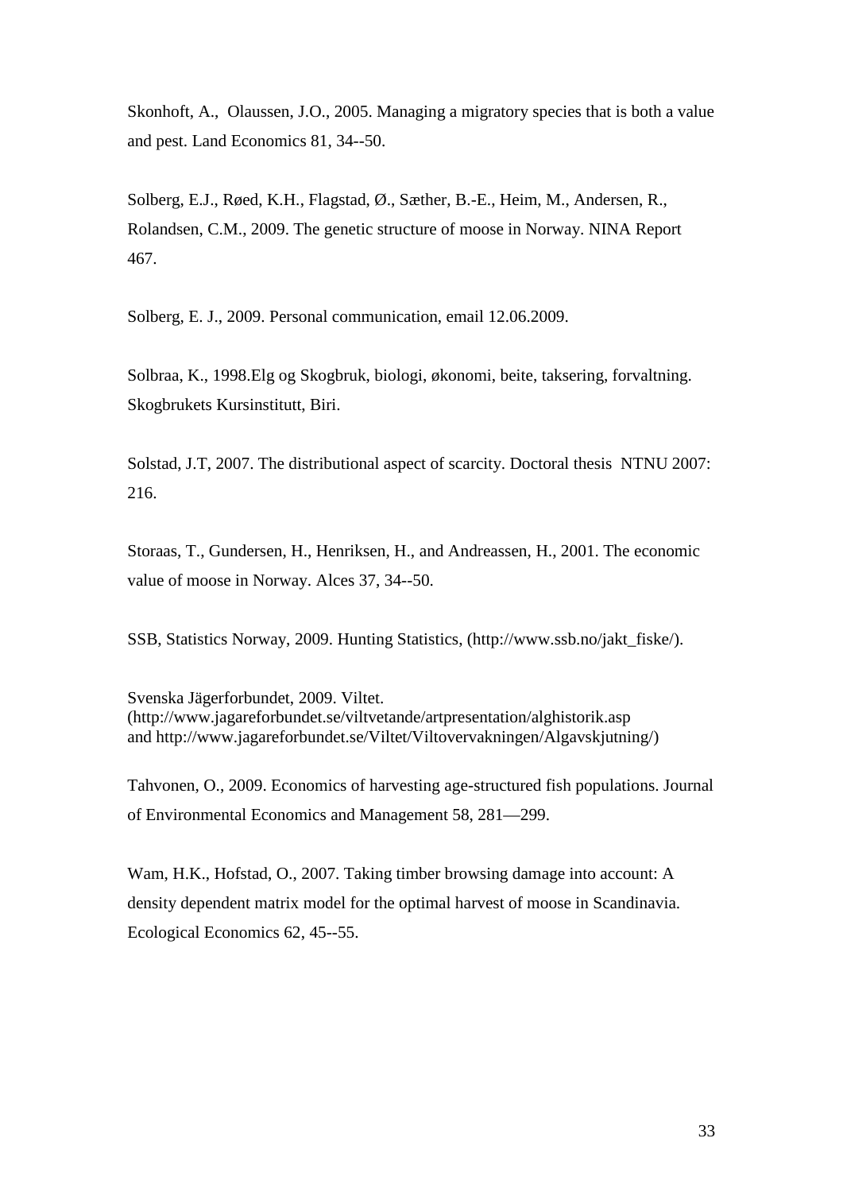Skonhoft, A., Olaussen, J.O., 2005. Managing a migratory species that is both a value and pest. Land Economics 81, 34--50.

Solberg, E.J., Røed, K.H., Flagstad, Ø., Sæther, B.-E., Heim, M., Andersen, R., Rolandsen, C.M., 2009. The genetic structure of moose in Norway. NINA Report 467.

Solberg, E. J., 2009. Personal communication, email 12.06.2009.

Solbraa, K., 1998.Elg og Skogbruk, biologi, økonomi, beite, taksering, forvaltning. Skogbrukets Kursinstitutt, Biri.

Solstad, J.T, 2007. The distributional aspect of scarcity. Doctoral thesis NTNU 2007: 216.

Storaas, T., Gundersen, H., Henriksen, H., and Andreassen, H., 2001. The economic value of moose in Norway. Alces 37, 34--50.

SSB, Statistics Norway, 2009. Hunting Statistics, (http://www.ssb.no/jakt_fiske/).

Svenska Jägerforbundet, 2009. Viltet. (http://www.jagareforbundet.se/viltvetande/artpresentation/alghistorik.asp and http://www.jagareforbundet.se/Viltet/Viltovervakningen/Algavskjutning/)

Tahvonen, O., 2009. Economics of harvesting age-structured fish populations. Journal of Environmental Economics and Management 58, 281—299.

Wam, H.K., Hofstad, O., 2007. Taking timber browsing damage into account: A density dependent matrix model for the optimal harvest of moose in Scandinavia. Ecological Economics 62, 45--55.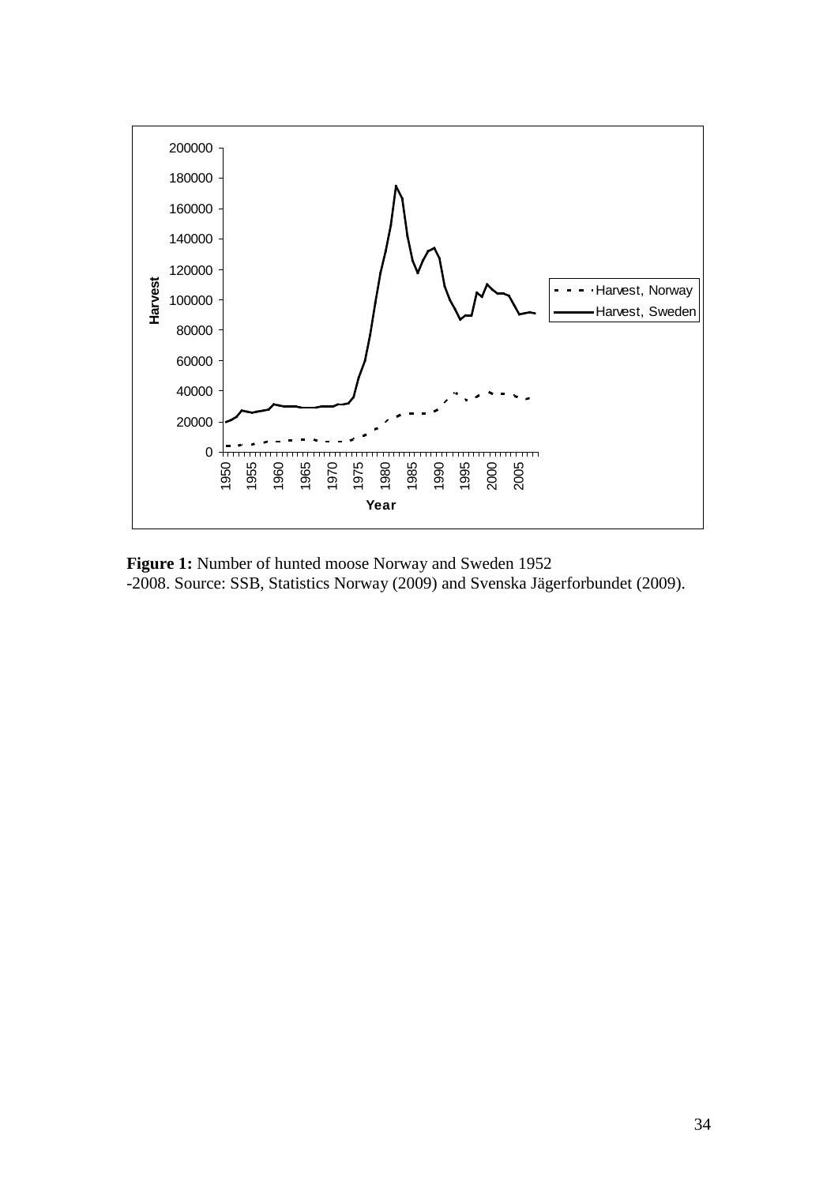**Figure 1:** Number of hunted moose Norway and Sweden 1952 -2008. Source: SSB, Statistics Norway (2009) and Svenska Jägerforbundet (2009).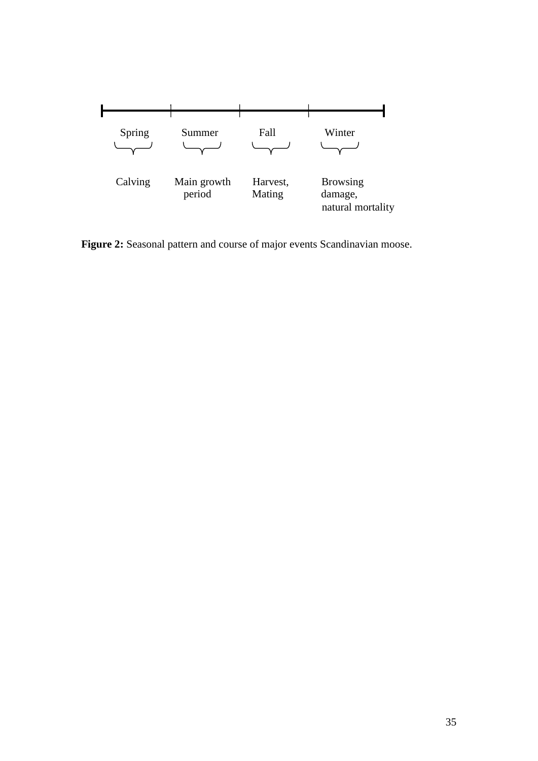| Spring | Summer | Fall | Winter |
| --- | --- | --- | --- |
| Calving | Main growth period | Harvest, Mating | Browsing damage, natural mortality |

**Figure 2:** Seasonal pattern and course of major events Scandinavian moose.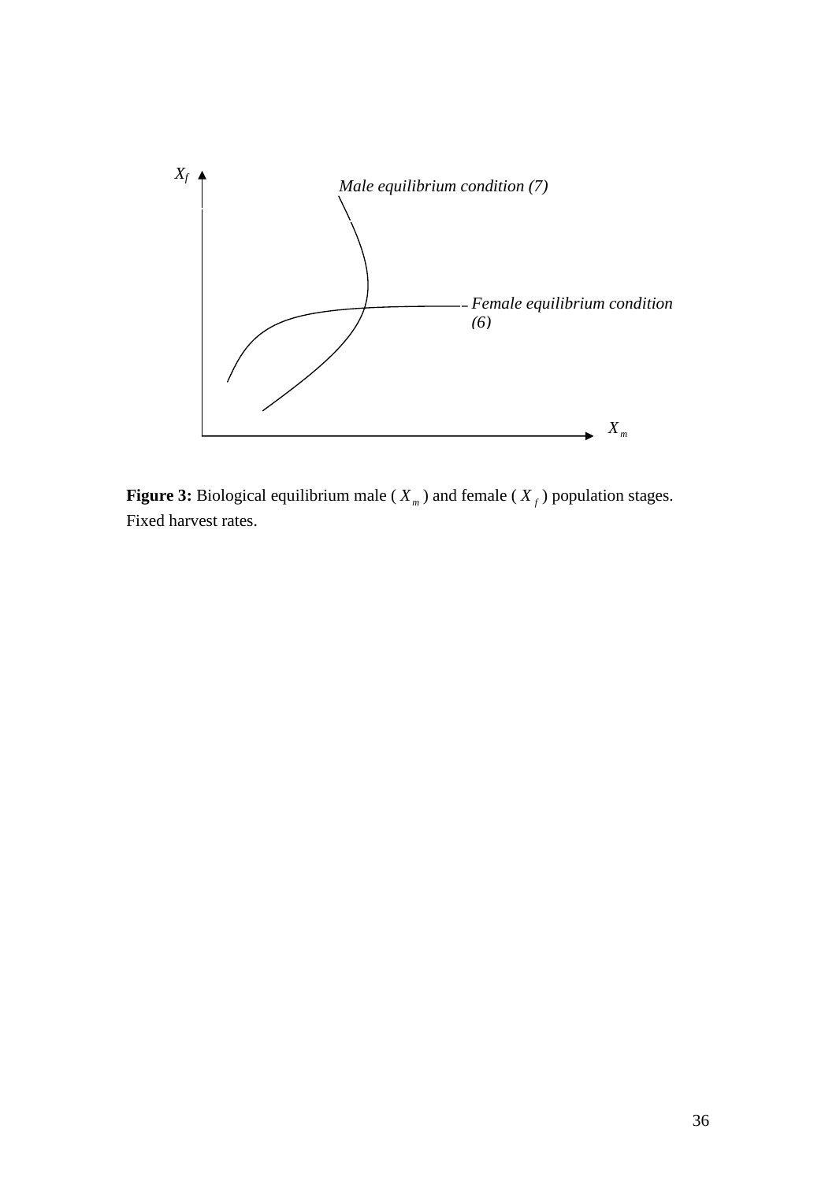**Figure 3:** Biological equilibrium male ( $X_m$ ) and female ( $X_f$ ) population stages. Fixed harvest rates.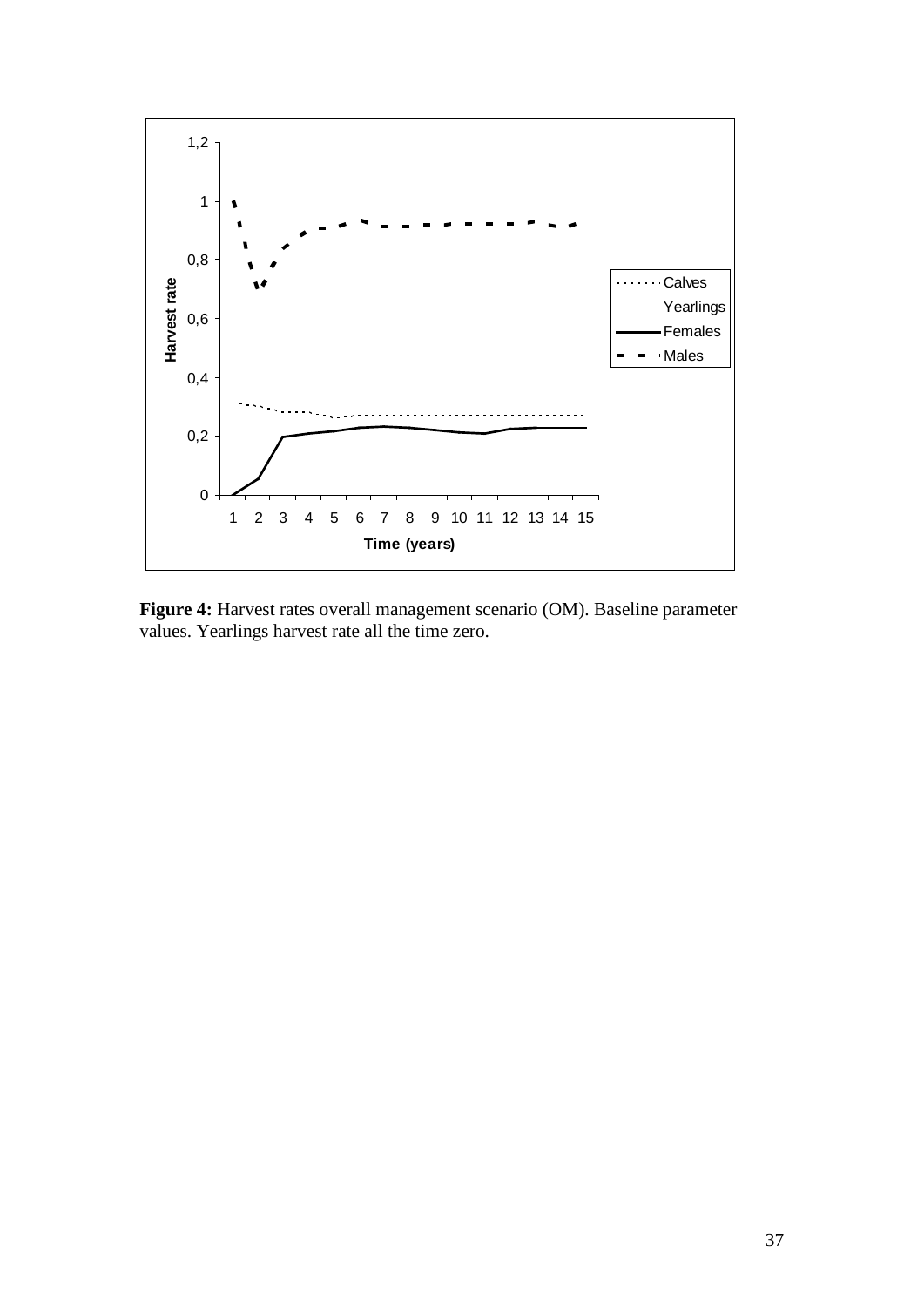**Figure 4:** Harvest rates overall management scenario (OM). Baseline parameter values. Yearlings harvest rate all the time zero.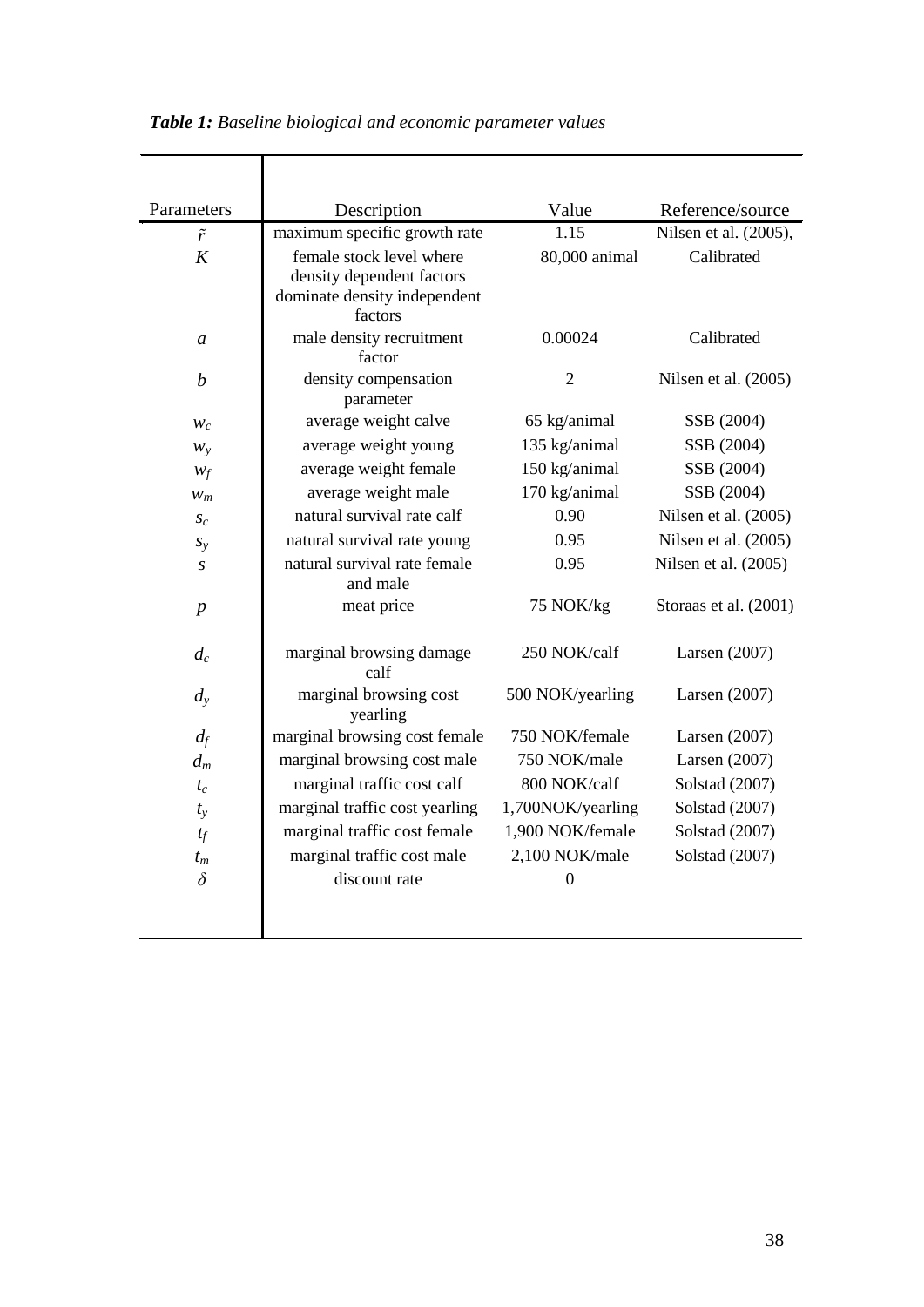***Table 1:*** *Baseline biological and economic parameter values*

| Parameters | Description | Value | Reference/source |
|---|---|---|---|
| $\tilde{r}$ | maximum specific growth rate | 1.15 | Nilsen et al. (2005), |
| $K$ | female stock level where density dependent factors dominate density independent factors | 80,000 animal | Calibrated |
| $a$ | male density recruitment factor | 0.00024 | Calibrated |
| $b$ | density compensation parameter | 2 | Nilsen et al. (2005) |
| $w_c$ | average weight calve | 65 kg/animal | SSB (2004) |
| $w_y$ | average weight young | 135 kg/animal | SSB (2004) |
| $w_f$ | average weight female | 150 kg/animal | SSB (2004) |
| $w_m$ | average weight male | 170 kg/animal | SSB (2004) |
| $s_c$ | natural survival rate calf | 0.90 | Nilsen et al. (2005) |
| $s_y$ | natural survival rate young | 0.95 | Nilsen et al. (2005) |
| $s$ | natural survival rate female and male | 0.95 | Nilsen et al. (2005) |
| $p$ | meat price | 75 NOK/kg | Storaas et al. (2001) |
| $d_c$ | marginal browsing damage calf | 250 NOK/calf | Larsen (2007) |
| $d_y$ | marginal browsing cost yearling | 500 NOK/yearling | Larsen (2007) |
| $d_f$ | marginal browsing cost female | 750 NOK/female | Larsen (2007) |
| $d_m$ | marginal browsing cost male | 750 NOK/male | Larsen (2007) |
| $t_c$ | marginal traffic cost calf | 800 NOK/calf | Solstad (2007) |
| $t_y$ | marginal traffic cost yearling | 1,700NOK/yearling | Solstad (2007) |
| $t_f$ | marginal traffic cost female | 1,900 NOK/female | Solstad (2007) |
| $t_m$ | marginal traffic cost male | 2,100 NOK/male | Solstad (2007) |
| $\delta$ | discount rate | 0 | |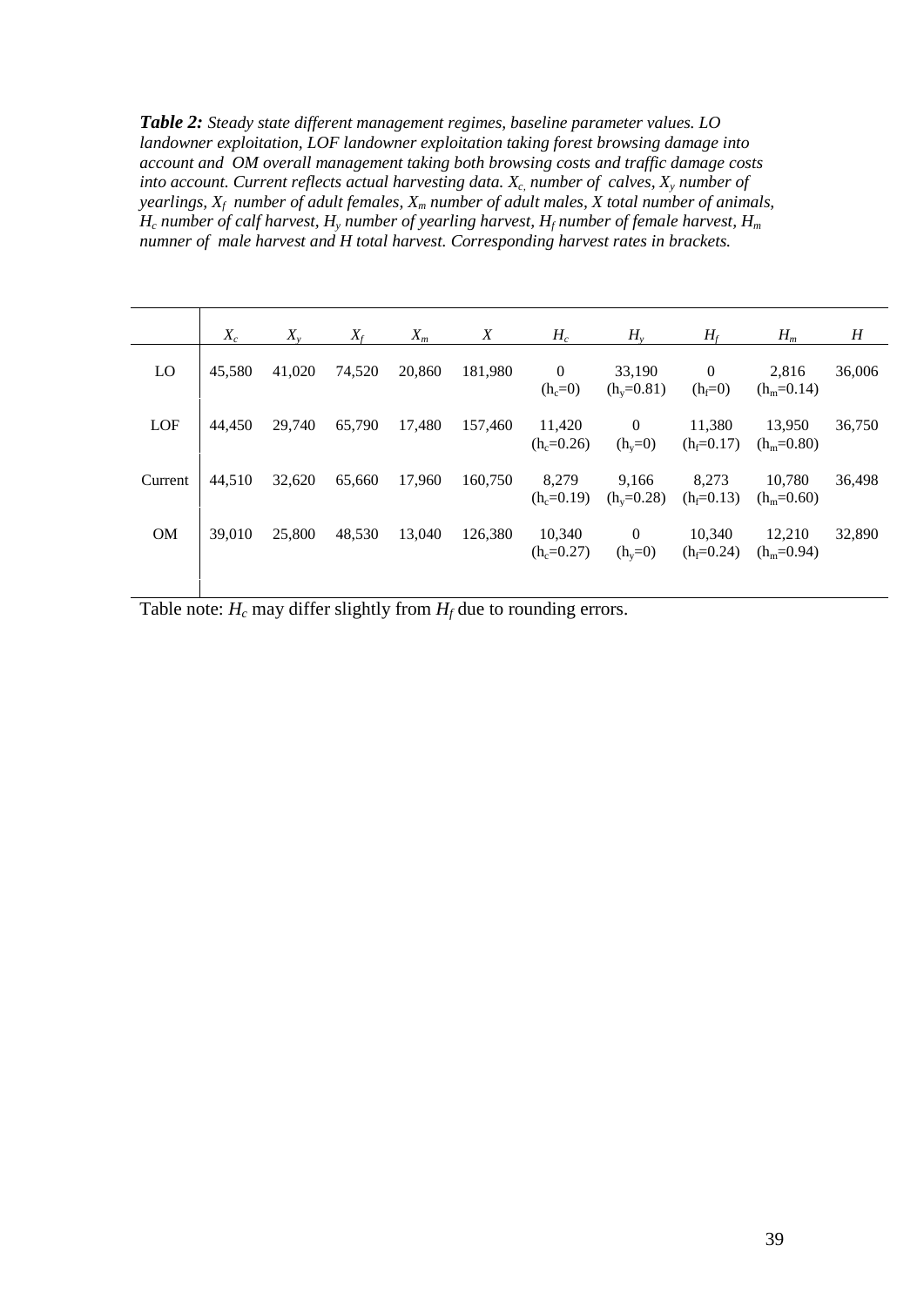***Table 2:*** *Steady state different management regimes, baseline parameter values. LO landowner exploitation, LOF landowner exploitation taking forest browsing damage into account and OM overall management taking both browsing costs and traffic damage costs into account. Current reflects actual harvesting data. $X_c$ number of calves, $X_y$ number of yearlings, $X_f$ number of adult females, $X_m$ number of adult males, $X$ total number of animals, $H_c$ number of calf harvest, $H_y$ number of yearling harvest, $H_f$ number of female harvest, $H_m$ numner of male harvest and H total harvest. Corresponding harvest rates in brackets.*

| | $X_c$ | $X_y$ | $X_f$ | $X_m$ | $X$ | $H_c$ | $H_y$ | $H_f$ | $H_m$ | $H$ |
|---|---|---|---|---|---|---|---|---|---|---|
| LO | 45,580 | 41,020 | 74,520 | 20,860 | 181,980 | 0 ($h_c$=0) | 33,190 ($h_y$=0.81) | 0 ($h_f$=0) | 2,816 ($h_m$=0.14) | 36,006 |
| LOF | 44,450 | 29,740 | 65,790 | 17,480 | 157,460 | 11,420 ($h_c$=0.26) | 0 ($h_y$=0) | 11,380 ($h_f$=0.17) | 13,950 ($h_m$=0.80) | 36,750 |
| Current | 44,510 | 32,620 | 65,660 | 17,960 | 160,750 | 8,279 ($h_c$=0.19) | 9,166 ($h_y$=0.28) | 8,273 ($h_f$=0.13) | 10,780 ($h_m$=0.60) | 36,498 |
| OM | 39,010 | 25,800 | 48,530 | 13,040 | 126,380 | 10,340 ($h_c$=0.27) | 0 ($h_y$=0) | 10,340 ($h_f$=0.24) | 12,210 ($h_m$=0.94) | 32,890 |

Table note: $H_c$ may differ slightly from $H_f$ due to rounding errors.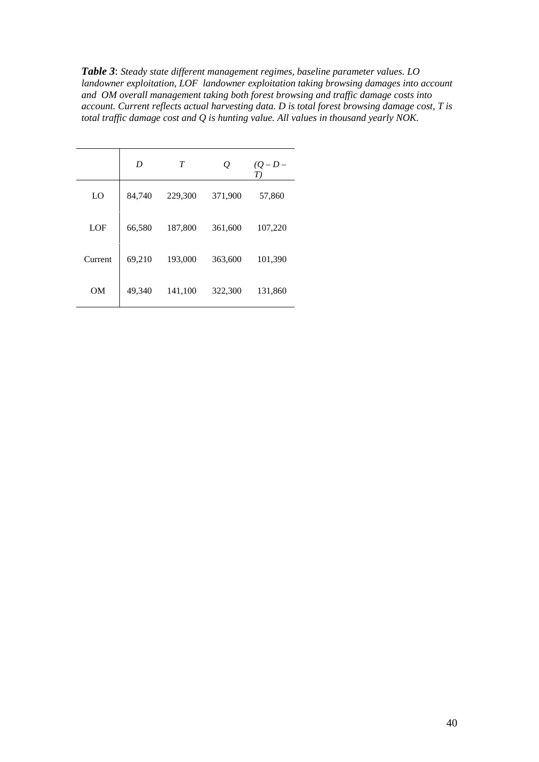***Table 3***: *Steady state different management regimes, baseline parameter values. LO landowner exploitation, LOF landowner exploitation taking browsing damages into account and OM overall management taking both forest browsing and traffic damage costs into account. Current reflects actual harvesting data. D is total forest browsing damage cost, T is total traffic damage cost and Q is hunting value. All values in thousand yearly NOK.*

| | *D* | *T* | *Q* | *(Q – D – T)* |
|---|---|---|---|---|
| LO | 84,740 | 229,300 | 371,900 | 57,860 |
| LOF | 66,580 | 187,800 | 361,600 | 107,220 |
| Current | 69,210 | 193,000 | 363,600 | 101,390 |
| OM | 49,340 | 141,100 | 322,300 | 131,860 |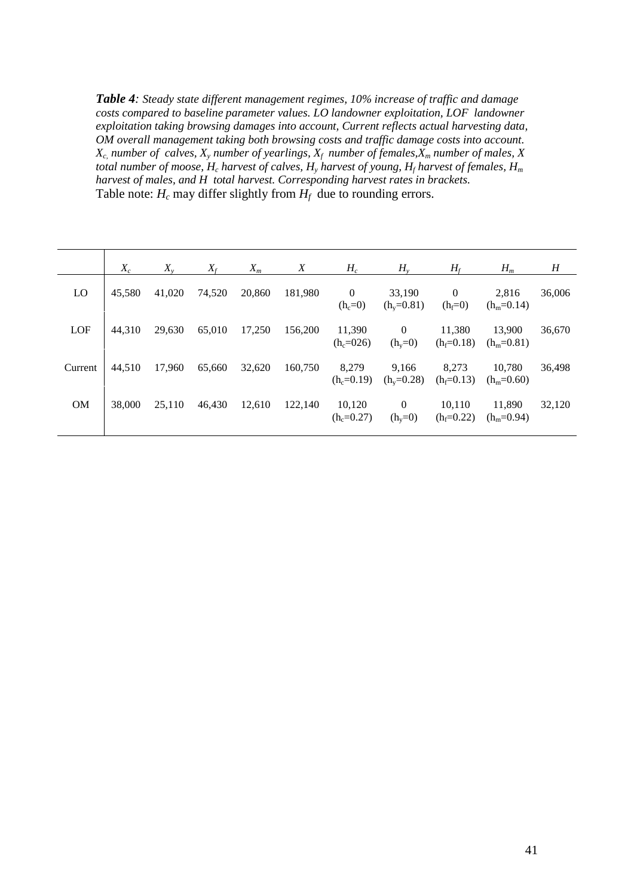***Table 4**: Steady state different management regimes, 10% increase of traffic and damage costs compared to baseline parameter values. LO landowner exploitation, LOF landowner exploitation taking browsing damages into account, Current reflects actual harvesting data, OM overall management taking both browsing costs and traffic damage costs into account. $X_c$ number of calves, $X_y$ number of yearlings, $X_f$ number of females, $X_m$ number of males, $X$ total number of moose, $H_c$ harvest of calves, $H_y$ harvest of young, $H_f$ harvest of females, $H_m$ harvest of males, and $H$ total harvest. Corresponding harvest rates in brackets.*

Table note: $H_c$ may differ slightly from $H_f$ due to rounding errors.

| | $X_c$ | $X_y$ | $X_f$ | $X_m$ | $X$ | $H_c$ | $H_y$ | $H_f$ | $H_m$ | $H$ |
|---|---|---|---|---|---|---|---|---|---|---|
| LO | 45,580 | 41,020 | 74,520 | 20,860 | 181,980 | 0 ($h_c$=0) | 33,190 ($h_y$=0.81) | 0 ($h_f$=0) | 2,816 ($h_m$=0.14) | 36,006 |
| LOF | 44,310 | 29,630 | 65,010 | 17,250 | 156,200 | 11,390 ($h_c$=026) | 0 ($h_y$=0) | 11,380 ($h_f$=0.18) | 13,900 ($h_m$=0.81) | 36,670 |
| Current | 44,510 | 17,960 | 65,660 | 32,620 | 160,750 | 8,279 ($h_c$=0.19) | 9,166 ($h_y$=0.28) | 8,273 ($h_f$=0.13) | 10,780 ($h_m$=0.60) | 36,498 |
| OM | 38,000 | 25,110 | 46,430 | 12,610 | 122,140 | 10,120 ($h_c$=0.27) | 0 ($h_y$=0) | 10,110 ($h_f$=0.22) | 11,890 ($h_m$=0.94) | 32,120 |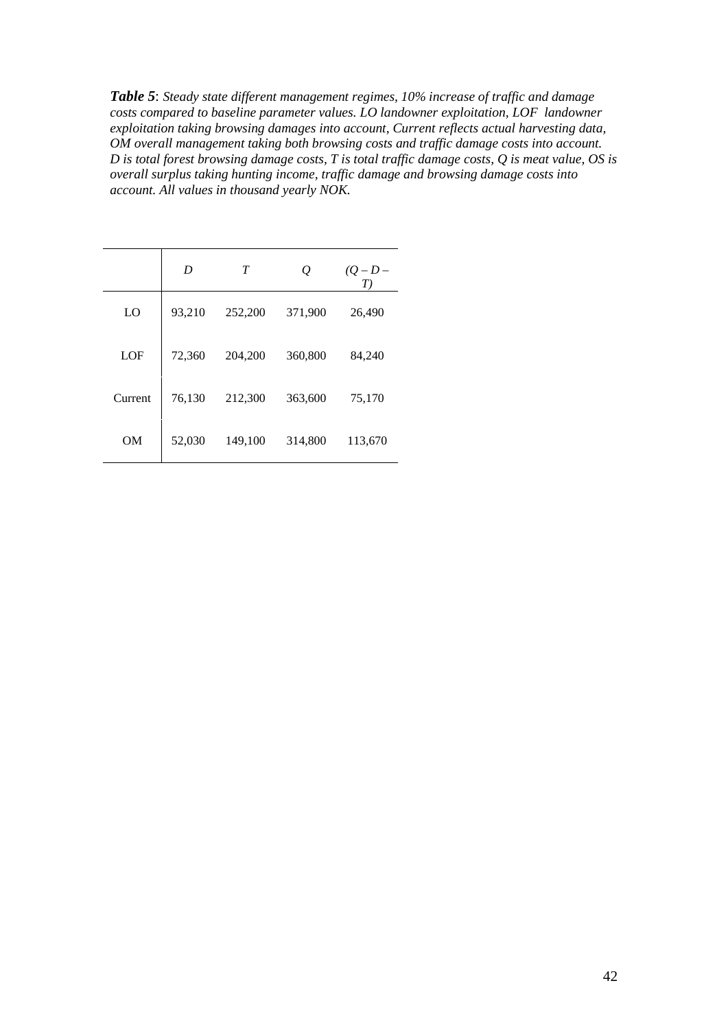***Table 5***: *Steady state different management regimes, 10% increase of traffic and damage costs compared to baseline parameter values. LO landowner exploitation, LOF landowner exploitation taking browsing damages into account, Current reflects actual harvesting data, OM overall management taking both browsing costs and traffic damage costs into account. D is total forest browsing damage costs, T is total traffic damage costs, Q is meat value, OS is overall surplus taking hunting income, traffic damage and browsing damage costs into account. All values in thousand yearly NOK.*

| | $D$ | $T$ | $Q$ | $(Q - D - T)$ |
|---|---|---|---|---|
| LO | 93,210 | 252,200 | 371,900 | 26,490 |
| LOF | 72,360 | 204,200 | 360,800 | 84,240 |
| Current | 76,130 | 212,300 | 363,600 | 75,170 |
| OM | 52,030 | 149,100 | 314,800 | 113,670 |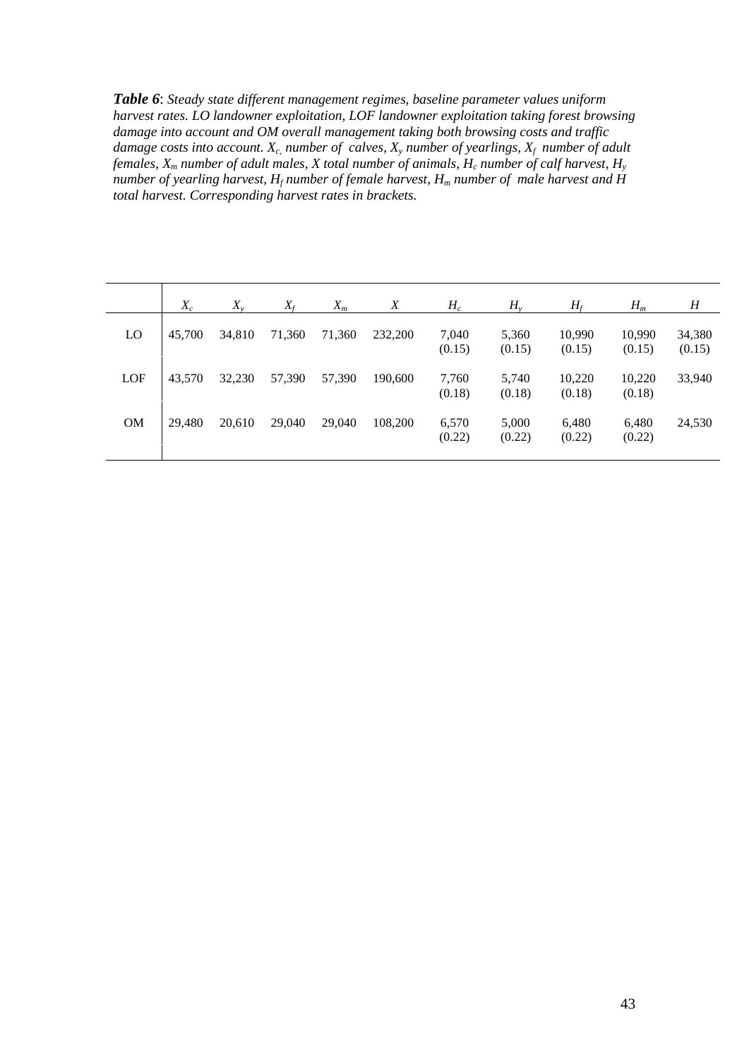***Table 6***: *Steady state different management regimes, baseline parameter values uniform harvest rates. LO landowner exploitation, LOF landowner exploitation taking forest browsing damage into account and OM overall management taking both browsing costs and traffic damage costs into account. $X_c$, number of calves, $X_y$ number of yearlings, $X_f$ number of adult females, $X_m$ number of adult males, $X$ total number of animals, $H_c$ number of calf harvest, $H_y$ number of yearling harvest, $H_f$ number of female harvest, $H_m$ number of male harvest and $H$ total harvest. Corresponding harvest rates in brackets.*

| | $X_c$ | $X_y$ | $X_f$ | $X_m$ | $X$ | $H_c$ | $H_y$ | $H_f$ | $H_m$ | $H$ |
|---|---|---|---|---|---|---|---|---|---|---|
| LO | 45,700 | 34,810 | 71,360 | 71,360 | 232,200 | 7,040 (0.15) | 5,360 (0.15) | 10,990 (0.15) | 10,990 (0.15) | 34,380 (0.15) |
| LOF | 43,570 | 32,230 | 57,390 | 57,390 | 190,600 | 7,760 (0.18) | 5,740 (0.18) | 10,220 (0.18) | 10,220 (0.18) | 33,940 |
| OM | 29,480 | 20,610 | 29,040 | 29,040 | 108,200 | 6,570 (0.22) | 5,000 (0.22) | 6,480 (0.22) | 6,480 (0.22) | 24,530 |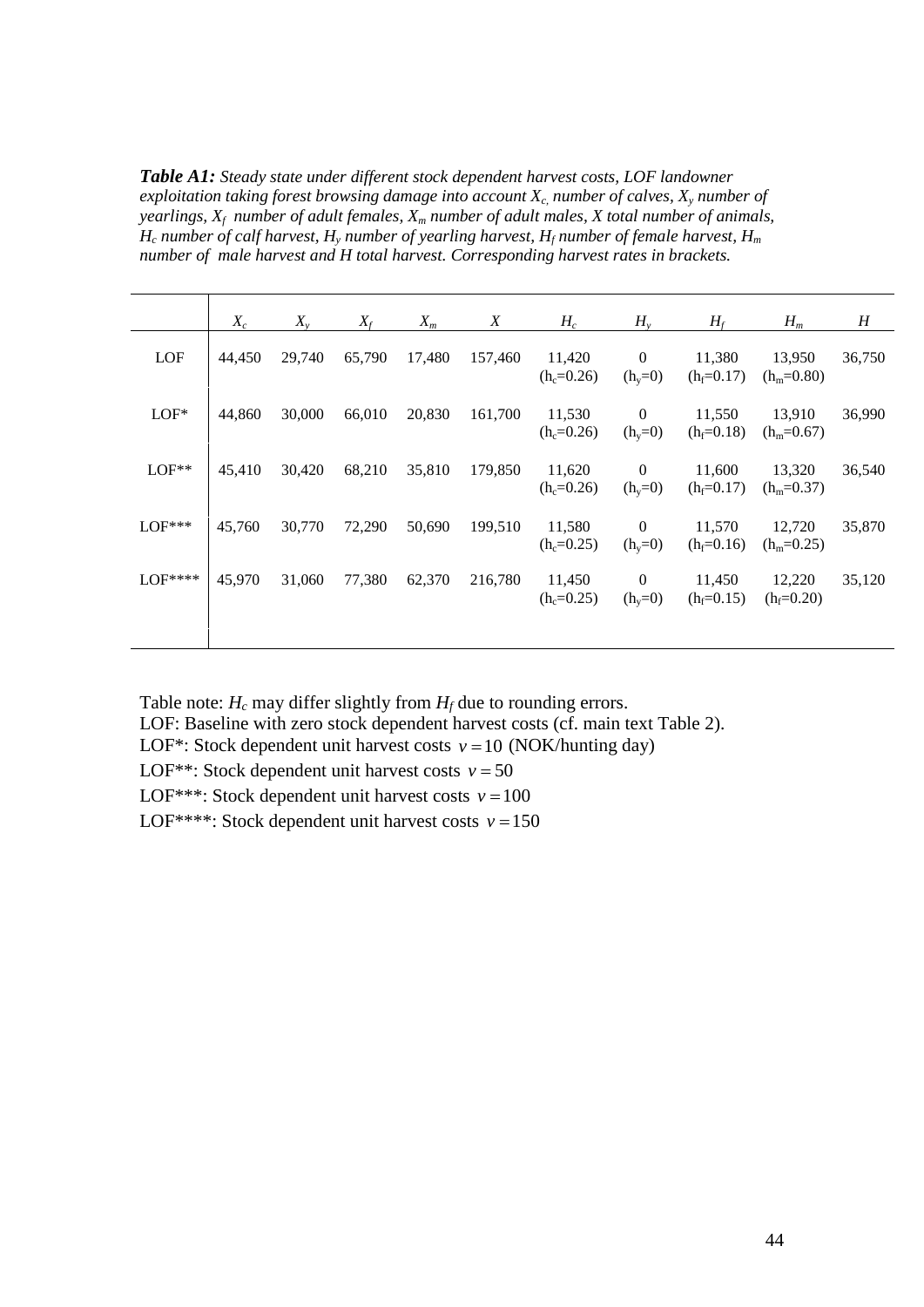***Table A1:*** *Steady state under different stock dependent harvest costs, LOF landowner exploitation taking forest browsing damage into account $X_c$, number of calves, $X_y$ number of yearlings, $X_f$ number of adult females, $X_m$ number of adult males, X total number of animals, $H_c$ number of calf harvest, $H_y$ number of yearling harvest, $H_f$ number of female harvest, $H_m$ number of male harvest and H total harvest. Corresponding harvest rates in brackets.*

| | $X_c$ | $X_y$ | $X_f$ | $X_m$ | $X$ | $H_c$ | $H_y$ | $H_f$ | $H_m$ | $H$ |
|---|---|---|---|---|---|---|---|---|---|---|
| LOF | 44,450 | 29,740 | 65,790 | 17,480 | 157,460 | 11,420 ($h_c$=0.26) | 0 ($h_y$=0) | 11,380 ($h_f$=0.17) | 13,950 ($h_m$=0.80) | 36,750 |
| LOF* | 44,860 | 30,000 | 66,010 | 20,830 | 161,700 | 11,530 ($h_c$=0.26) | 0 ($h_y$=0) | 11,550 ($h_f$=0.18) | 13,910 ($h_m$=0.67) | 36,990 |
| LOF** | 45,410 | 30,420 | 68,210 | 35,810 | 179,850 | 11,620 ($h_c$=0.26) | 0 ($h_y$=0) | 11,600 ($h_f$=0.17) | 13,320 ($h_m$=0.37) | 36,540 |
| LOF*** | 45,760 | 30,770 | 72,290 | 50,690 | 199,510 | 11,580 ($h_c$=0.25) | 0 ($h_y$=0) | 11,570 ($h_f$=0.16) | 12,720 ($h_m$=0.25) | 35,870 |
| LOF**** | 45,970 | 31,060 | 77,380 | 62,370 | 216,780 | 11,450 ($h_c$=0.25) | 0 ($h_y$=0) | 11,450 ($h_f$=0.15) | 12,220 ($h_f$=0.20) | 35,120 |

Table note: $H_c$ may differ slightly from $H_f$ due to rounding errors.
LOF: Baseline with zero stock dependent harvest costs (cf. main text Table 2).
LOF*: Stock dependent unit harvest costs $v = 10$ (NOK/hunting day)
LOF**: Stock dependent unit harvest costs $v = 50$
LOF***: Stock dependent unit harvest costs $v = 100$
LOF****: Stock dependent unit harvest costs $v = 150$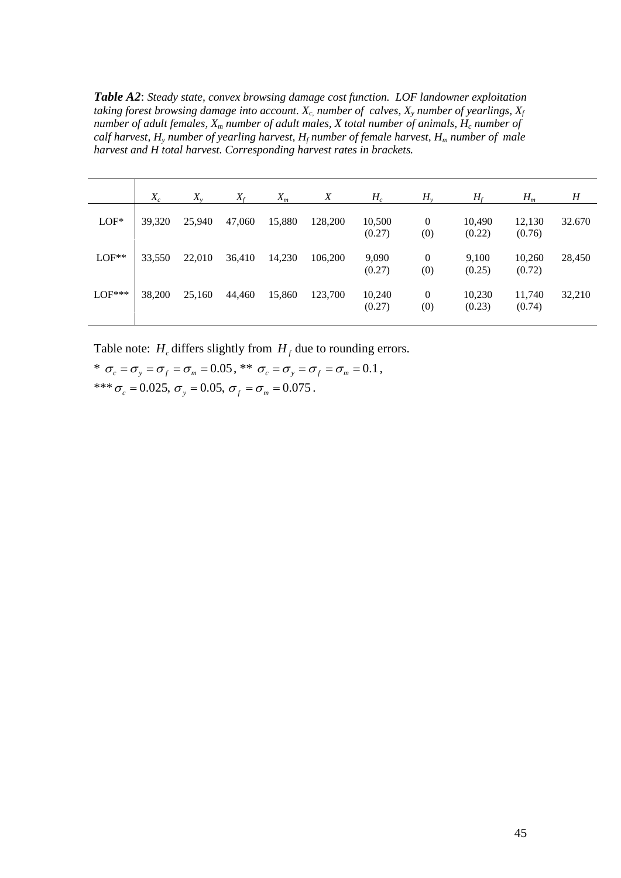***Table A2***: *Steady state, convex browsing damage cost function. LOF landowner exploitation taking forest browsing damage into account. $X_c$, number of calves, $X_y$ number of yearlings, $X_f$ number of adult females, $X_m$ number of adult males, X total number of animals, $H_c$ number of calf harvest, $H_y$ number of yearling harvest, $H_f$ number of female harvest, $H_m$ number of male harvest and H total harvest. Corresponding harvest rates in brackets.*

| | $X_c$ | $X_y$ | $X_f$ | $X_m$ | $X$ | $H_c$ | $H_y$ | $H_f$ | $H_m$ | $H$ |
|---|---|---|---|---|---|---|---|---|---|---|
| LOF* | 39,320 | 25,940 | 47,060 | 15,880 | 128,200 | 10,500 (0.27) | 0 (0) | 10,490 (0.22) | 12,130 (0.76) | 32.670 |
| LOF** | 33,550 | 22,010 | 36,410 | 14,230 | 106,200 | 9,090 (0.27) | 0 (0) | 9,100 (0.25) | 10,260 (0.72) | 28,450 |
| LOF*** | 38,200 | 25,160 | 44,460 | 15,860 | 123,700 | 10,240 (0.27) | 0 (0) | 10,230 (0.23) | 11,740 (0.74) | 32,210 |

Table note: $H_c$ differs slightly from $H_f$ due to rounding errors.

\* $\sigma_c = \sigma_y = \sigma_f = \sigma_m = 0.05$, ** $\sigma_c = \sigma_y = \sigma_f = \sigma_m = 0.1$,

*** $\sigma_c = 0.025,\ \sigma_y = 0.05,\ \sigma_f = \sigma_m = 0.075$.